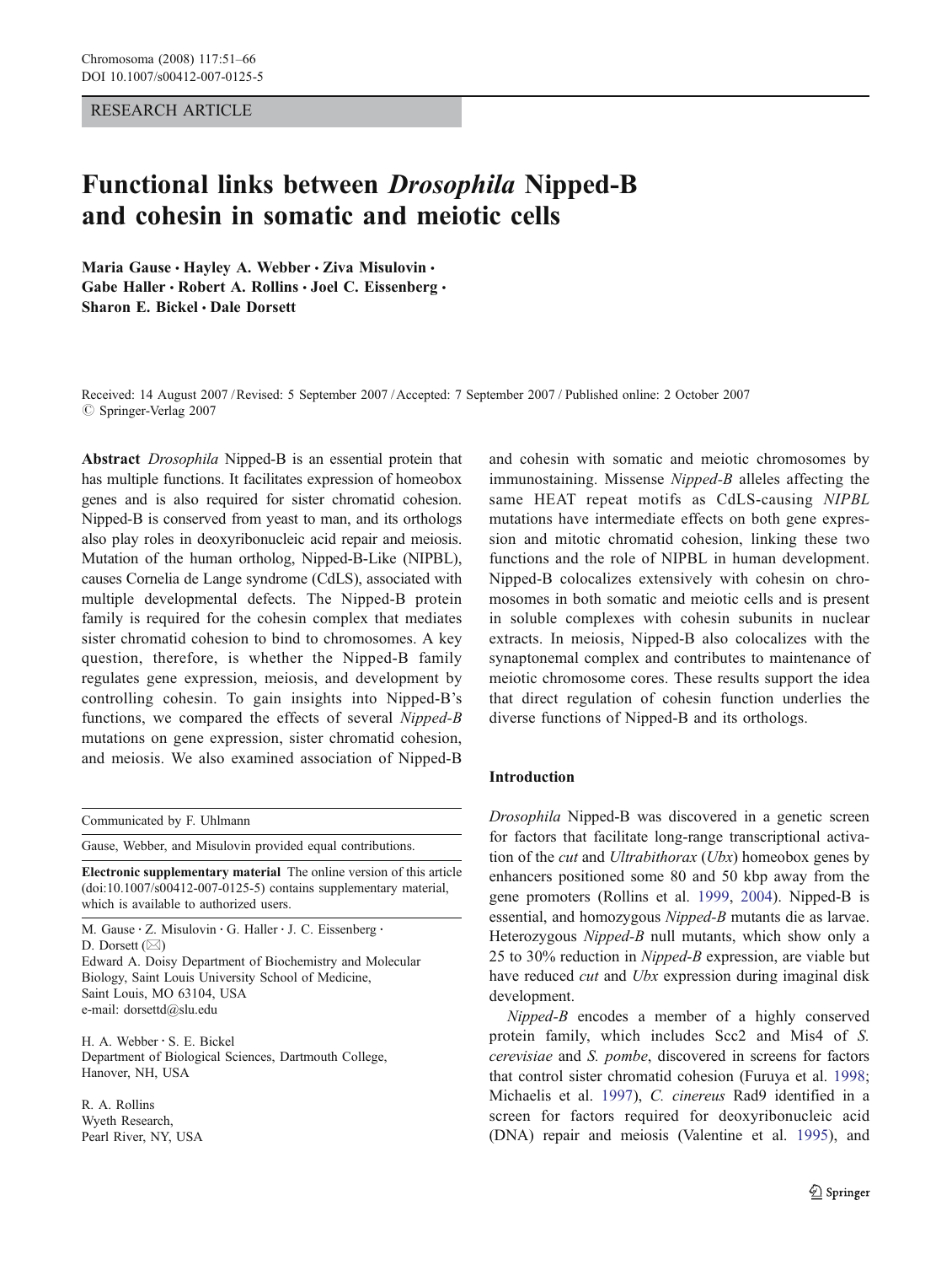RESEARCH ARTICLE

# Functional links between *Drosophila* Nipped-B and cohesin in somatic and meiotic cells

**Maria Gause · Hayley A. Webber · Ziva Misulovin · Gabe Haller · Robert A. Rollins · Joel C. Eissenberg · Sharon E. Bickel · Dale Dorsett**

Received: 14 August 2007 / Revised: 5 September 2007 / Accepted: 7 September 2007 / Published online: 2 October 2007
© Springer-Verlag 2007

**Abstract** *Drosophila* Nipped-B is an essential protein that has multiple functions. It facilitates expression of homeobox genes and is also required for sister chromatid cohesion. Nipped-B is conserved from yeast to man, and its orthologs also play roles in deoxyribonucleic acid repair and meiosis. Mutation of the human ortholog, Nipped-B-Like (NIPBL), causes Cornelia de Lange syndrome (CdLS), associated with multiple developmental defects. The Nipped-B protein family is required for the cohesin complex that mediates sister chromatid cohesion to bind to chromosomes. A key question, therefore, is whether the Nipped-B family regulates gene expression, meiosis, and development by controlling cohesin. To gain insights into Nipped-B's functions, we compared the effects of several *Nipped-B* mutations on gene expression, sister chromatid cohesion, and meiosis. We also examined association of Nipped-B and cohesin with somatic and meiotic chromosomes by immunostaining. Missense *Nipped-B* alleles affecting the same HEAT repeat motifs as CdLS-causing *NIPBL* mutations have intermediate effects on both gene expression and mitotic chromatid cohesion, linking these two functions and the role of NIPBL in human development. Nipped-B colocalizes extensively with cohesin on chromosomes in both somatic and meiotic cells and is present in soluble complexes with cohesin subunits in nuclear extracts. In meiosis, Nipped-B also colocalizes with the synaptonemal complex and contributes to maintenance of meiotic chromosome cores. These results support the idea that direct regulation of cohesin function underlies the diverse functions of Nipped-B and its orthologs.

Communicated by F. Uhlmann

Gause, Webber, and Misulovin provided equal contributions.

**Electronic supplementary material** The online version of this article (doi:10.1007/s00412-007-0125-5) contains supplementary material, which is available to authorized users.

M. Gause · Z. Misulovin · G. Haller · J. C. Eissenberg · D. Dorsett (✉)
Edward A. Doisy Department of Biochemistry and Molecular Biology, Saint Louis University School of Medicine, Saint Louis, MO 63104, USA
e-mail: dorsettd@slu.edu

H. A. Webber · S. E. Bickel
Department of Biological Sciences, Dartmouth College, Hanover, NH, USA

R. A. Rollins
Wyeth Research, Pearl River, NY, USA

## Introduction

*Drosophila* Nipped-B was discovered in a genetic screen for factors that facilitate long-range transcriptional activation of the *cut* and *Ultrabithorax* (*Ubx*) homeobox genes by enhancers positioned some 80 and 50 kbp away from the gene promoters (Rollins et al. 1999, 2004). Nipped-B is essential, and homozygous *Nipped-B* mutants die as larvae. Heterozygous *Nipped-B* null mutants, which show only a 25 to 30% reduction in *Nipped-B* expression, are viable but have reduced *cut* and *Ubx* expression during imaginal disk development.

*Nipped-B* encodes a member of a highly conserved protein family, which includes Scc2 and Mis4 of *S. cerevisiae* and *S. pombe*, discovered in screens for factors that control sister chromatid cohesion (Furuya et al. 1998; Michaelis et al. 1997), *C. cinereus* Rad9 identified in a screen for factors required for deoxyribonucleic acid (DNA) repair and meiosis (Valentine et al. 1995), and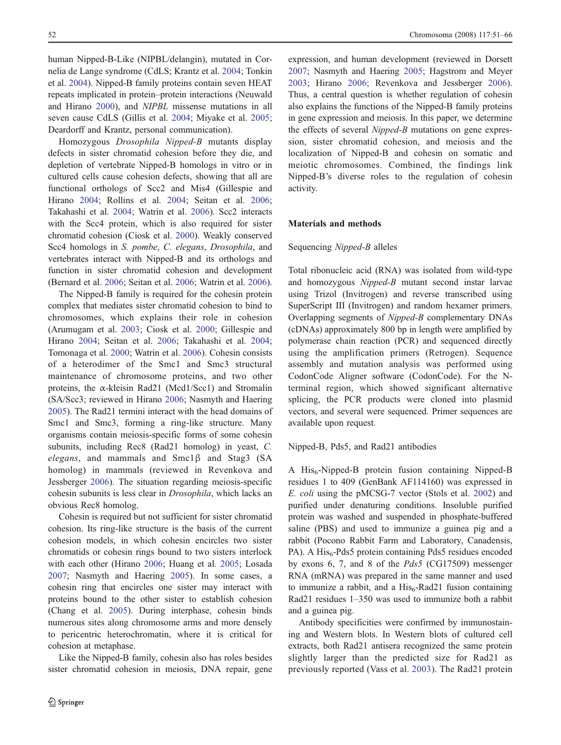human Nipped-B-Like (NIPBL/delangin), mutated in Cornelia de Lange syndrome (CdLS; Krantz et al. 2004; Tonkin et al. 2004). Nipped-B family proteins contain seven HEAT repeats implicated in protein–protein interactions (Neuwald and Hirano 2000), and *NIPBL* missense mutations in all seven cause CdLS (Gillis et al. 2004; Miyake et al. 2005; Deardorff and Krantz, personal communication).

Homozygous *Drosophila Nipped-B* mutants display defects in sister chromatid cohesion before they die, and depletion of vertebrate Nipped-B homologs in vitro or in cultured cells cause cohesion defects, showing that all are functional orthologs of Scc2 and Mis4 (Gillespie and Hirano 2004; Rollins et al. 2004; Seitan et al. 2006; Takahashi et al. 2004; Watrin et al. 2006). Scc2 interacts with the Scc4 protein, which is also required for sister chromatid cohesion (Ciosk et al. 2000). Weakly conserved Scc4 homologs in *S. pombe*, *C. elegans*, *Drosophila*, and vertebrates interact with Nipped-B and its orthologs and function in sister chromatid cohesion and development (Bernard et al. 2006; Seitan et al. 2006; Watrin et al. 2006).

The Nipped-B family is required for the cohesin protein complex that mediates sister chromatid cohesion to bind to chromosomes, which explains their role in cohesion (Arumugam et al. 2003; Ciosk et al. 2000; Gillespie and Hirano 2004; Seitan et al. 2006; Takahashi et al. 2004; Tomonaga et al. 2000; Watrin et al. 2006). Cohesin consists of a heterodimer of the Smc1 and Smc3 structural maintenance of chromosome proteins, and two other proteins, the α-kleisin Rad21 (Mcd1/Scc1) and Stromalin (SA/Scc3; reviewed in Hirano 2006; Nasmyth and Haering 2005). The Rad21 termini interact with the head domains of Smc1 and Smc3, forming a ring-like structure. Many organisms contain meiosis-specific forms of some cohesin subunits, including Rec8 (Rad21 homolog) in yeast, *C. elegans*, and mammals and Smc1β and Stag3 (SA homolog) in mammals (reviewed in Revenkova and Jessberger 2006). The situation regarding meiosis-specific cohesin subunits is less clear in *Drosophila*, which lacks an obvious Rec8 homolog.

Cohesin is required but not sufficient for sister chromatid cohesion. Its ring-like structure is the basis of the current cohesion models, in which cohesin encircles two sister chromatids or cohesin rings bound to two sisters interlock with each other (Hirano 2006; Huang et al. 2005; Losada 2007; Nasmyth and Haering 2005). In some cases, a cohesin ring that encircles one sister may interact with proteins bound to the other sister to establish cohesion (Chang et al. 2005). During interphase, cohesin binds numerous sites along chromosome arms and more densely to pericentric heterochromatin, where it is critical for cohesion at metaphase.

Like the Nipped-B family, cohesin also has roles besides sister chromatid cohesion in meiosis, DNA repair, gene expression, and human development (reviewed in Dorsett 2007; Nasmyth and Haering 2005; Hagstrom and Meyer 2003; Hirano 2006; Revenkova and Jessberger 2006). Thus, a central question is whether regulation of cohesin also explains the functions of the Nipped-B family proteins in gene expression and meiosis. In this paper, we determine the effects of several *Nipped-B* mutations on gene expression, sister chromatid cohesion, and meiosis and the localization of Nipped-B and cohesin on somatic and meiotic chromosomes. Combined, the findings link Nipped-B's diverse roles to the regulation of cohesin activity.

## Materials and methods

### Sequencing *Nipped-B* alleles

Total ribonucleic acid (RNA) was isolated from wild-type and homozygous *Nipped-B* mutant second instar larvae using Trizol (Invitrogen) and reverse transcribed using SuperScript III (Invitrogen) and random hexamer primers. Overlapping segments of *Nipped-B* complementary DNAs (cDNAs) approximately 800 bp in length were amplified by polymerase chain reaction (PCR) and sequenced directly using the amplification primers (Retrogen). Sequence assembly and mutation analysis was performed using CodonCode Aligner software (CodonCode). For the N-terminal region, which showed significant alternative splicing, the PCR products were cloned into plasmid vectors, and several were sequenced. Primer sequences are available upon request.

### Nipped-B, Pds5, and Rad21 antibodies

A $His_6$-Nipped-B protein fusion containing Nipped-B residues 1 to 409 (GenBank AF114160) was expressed in *E. coli* using the pMCSG-7 vector (Stols et al. 2002) and purified under denaturing conditions. Insoluble purified protein was washed and suspended in phosphate-buffered saline (PBS) and used to immunize a guinea pig and a rabbit (Pocono Rabbit Farm and Laboratory, Canadensis, PA). A $His_6$-Pds5 protein containing Pds5 residues encoded by exons 6, 7, and 8 of the *Pds5* (CG17509) messenger RNA (mRNA) was prepared in the same manner and used to immunize a rabbit, and a $His_6$-Rad21 fusion containing Rad21 residues 1–350 was used to immunize both a rabbit and a guinea pig.

Antibody specificities were confirmed by immunostaining and Western blots. In Western blots of cultured cell extracts, both Rad21 antisera recognized the same protein slightly larger than the predicted size for Rad21 as previously reported (Vass et al. 2003). The Rad21 protein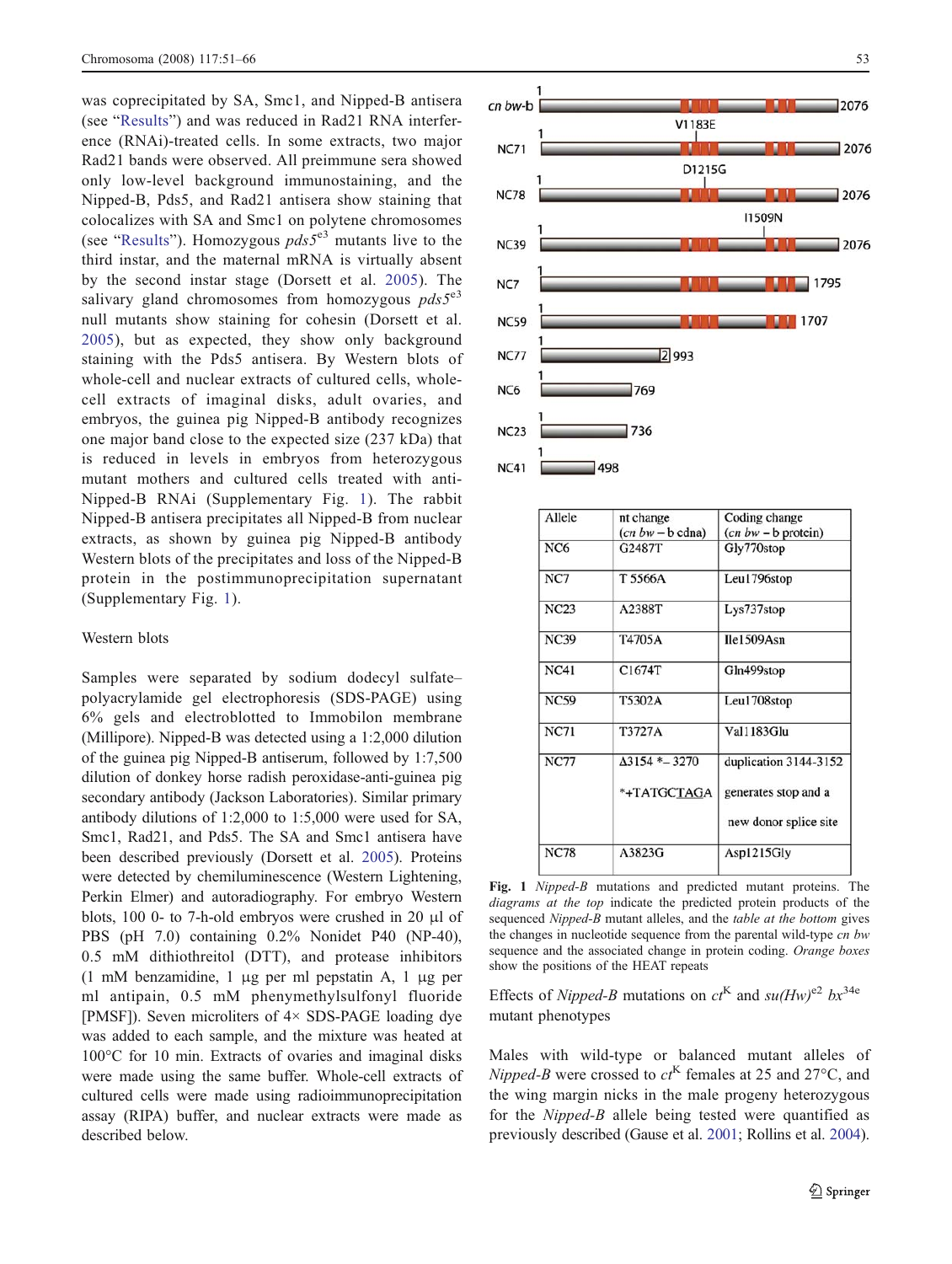was coprecipitated by SA, Smc1, and Nipped-B antisera (see "Results") and was reduced in Rad21 RNA interference (RNAi)-treated cells. In some extracts, two major Rad21 bands were observed. All preimmune sera showed only low-level background immunostaining, and the Nipped-B, Pds5, and Rad21 antisera show staining that colocalizes with SA and Smc1 on polytene chromosomes (see "Results"). Homozygous *pds5*$^{e3}$ mutants live to the third instar, and the maternal mRNA is virtually absent by the second instar stage (Dorsett et al. 2005). The salivary gland chromosomes from homozygous *pds5*$^{e3}$ null mutants show staining for cohesin (Dorsett et al. 2005), but as expected, they show only background staining with the Pds5 antisera. By Western blots of whole-cell and nuclear extracts of cultured cells, whole-cell extracts of imaginal disks, adult ovaries, and embryos, the guinea pig Nipped-B antibody recognizes one major band close to the expected size (237 kDa) that is reduced in levels in embryos from heterozygous mutant mothers and cultured cells treated with anti-Nipped-B RNAi (Supplementary Fig. 1). The rabbit Nipped-B antisera precipitates all Nipped-B from nuclear extracts, as shown by guinea pig Nipped-B antibody Western blots of the precipitates and loss of the Nipped-B protein in the postimmunoprecipitation supernatant (Supplementary Fig. 1).

### Western blots

Samples were separated by sodium dodecyl sulfate–polyacrylamide gel electrophoresis (SDS-PAGE) using 6% gels and electroblotted to Immobilon membrane (Millipore). Nipped-B was detected using a 1:2,000 dilution of the guinea pig Nipped-B antiserum, followed by 1:7,500 dilution of donkey horse radish peroxidase-anti-guinea pig secondary antibody (Jackson Laboratories). Similar primary antibody dilutions of 1:2,000 to 1:5,000 were used for SA, Smc1, Rad21, and Pds5. The SA and Smc1 antisera have been described previously (Dorsett et al. 2005). Proteins were detected by chemiluminescence (Western Lightening, Perkin Elmer) and autoradiography. For embryo Western blots, 100 0- to 7-h-old embryos were crushed in 20 µl of PBS (pH 7.0) containing 0.2% Nonidet P40 (NP-40), 0.5 mM dithiothreitol (DTT), and protease inhibitors (1 mM benzamidine, 1 µg per ml pepstatin A, 1 µg per ml antipain, 0.5 mM phenymethylsulfonyl fluoride [PMSF]). Seven microliters of 4× SDS-PAGE loading dye was added to each sample, and the mixture was heated at 100°C for 10 min. Extracts of ovaries and imaginal disks were made using the same buffer. Whole-cell extracts of cultured cells were made using radioimmunoprecipitation assay (RIPA) buffer, and nuclear extracts were made as described below.

| Allele | nt change (*cn bw* – b cdna) | Coding change (*cn bw* – b protein) |
|---|---|---|
| NC6 | G2487T | Gly770stop |
| NC7 | T 5566A | Leu1796stop |
| NC23 | A2388T | Lys737stop |
| NC39 | T4705A | Ile1509Asn |
| NC41 | C1674T | Gln499stop |
| NC59 | T5302A | Leu1708stop |
| NC71 | T3727A | Val1183Glu |
| NC77 | Δ3154 *– 3270 *+TATGCTAGA | duplication 3144-3152 generates stop and a new donor splice site |
| NC78 | A3823G | Asp1215Gly |

**Fig. 1** *Nipped-B* mutations and predicted mutant proteins. The *diagrams at the top* indicate the predicted protein products of the sequenced *Nipped-B* mutant alleles, and the *table at the bottom* gives the changes in nucleotide sequence from the parental wild-type *cn bw* sequence and the associated change in protein coding. *Orange boxes* show the positions of the HEAT repeats

### Effects of *Nipped-B* mutations on *ct*$^{K}$ and *su(Hw)*$^{e2}$ *bx*$^{34e}$ mutant phenotypes

Males with wild-type or balanced mutant alleles of *Nipped-B* were crossed to *ct*$^{K}$ females at 25 and 27°C, and the wing margin nicks in the male progeny heterozygous for the *Nipped-B* allele being tested were quantified as previously described (Gause et al. 2001; Rollins et al. 2004).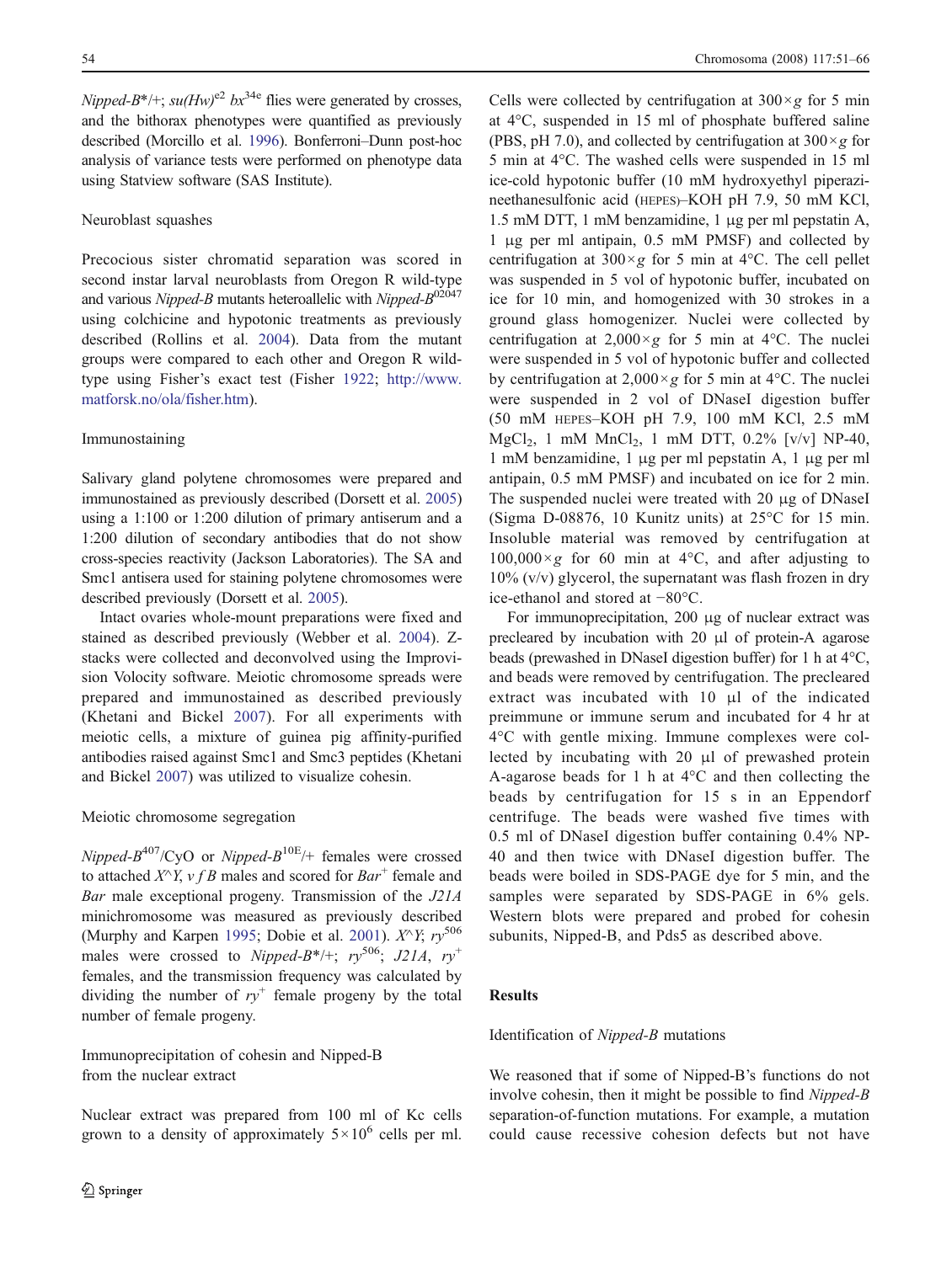*Nipped-B*/+; su(Hw)*$^{e2}$ *bx*$^{34e}$ flies were generated by crosses, and the bithorax phenotypes were quantified as previously described (Morcillo et al. 1996). Bonferroni–Dunn post-hoc analysis of variance tests were performed on phenotype data using Statview software (SAS Institute).

### Neuroblast squashes

Precocious sister chromatid separation was scored in second instar larval neuroblasts from Oregon R wild-type and various *Nipped-B* mutants heteroallelic with *Nipped-B*$^{02047}$ using colchicine and hypotonic treatments as previously described (Rollins et al. 2004). Data from the mutant groups were compared to each other and Oregon R wild-type using Fisher's exact test (Fisher 1922; http://www.matforsk.no/ola/fisher.htm).

### Immunostaining

Salivary gland polytene chromosomes were prepared and immunostained as previously described (Dorsett et al. 2005) using a 1:100 or 1:200 dilution of primary antiserum and a 1:200 dilution of secondary antibodies that do not show cross-species reactivity (Jackson Laboratories). The SA and Smc1 antisera used for staining polytene chromosomes were described previously (Dorsett et al. 2005).

Intact ovaries whole-mount preparations were fixed and stained as described previously (Webber et al. 2004). Z-stacks were collected and deconvolved using the Improvision Volocity software. Meiotic chromosome spreads were prepared and immunostained as described previously (Khetani and Bickel 2007). For all experiments with meiotic cells, a mixture of guinea pig affinity-purified antibodies raised against Smc1 and Smc3 peptides (Khetani and Bickel 2007) was utilized to visualize cohesin.

### Meiotic chromosome segregation

*Nipped-B*$^{407}$/CyO or *Nipped-B*$^{10E}$/+ females were crossed to attached *X^Y, v f B* males and scored for *Bar*$^{+}$ female and *Bar* male exceptional progeny. Transmission of the *J21A* minichromosome was measured as previously described (Murphy and Karpen 1995; Dobie et al. 2001). *X^Y; ry*$^{506}$ males were crossed to *Nipped-B*/+; ry*$^{506}$*; J21A, ry*$^{+}$ females, and the transmission frequency was calculated by dividing the number of *ry*$^{+}$ female progeny by the total number of female progeny.

### Immunoprecipitation of cohesin and Nipped-B from the nuclear extract

Nuclear extract was prepared from 100 ml of Kc cells grown to a density of approximately $5 \times 10^6$ cells per ml. Cells were collected by centrifugation at $300 \times g$ for 5 min at 4°C, suspended in 15 ml of phosphate buffered saline (PBS, pH 7.0), and collected by centrifugation at $300 \times g$ for 5 min at 4°C. The washed cells were suspended in 15 ml ice-cold hypotonic buffer (10 mM hydroxyethyl piperazineethanesulfonic acid (HEPES)–KOH pH 7.9, 50 mM KCl, 1.5 mM DTT, 1 mM benzamidine, 1 μg per ml pepstatin A, 1 μg per ml antipain, 0.5 mM PMSF) and collected by centrifugation at $300 \times g$ for 5 min at 4°C. The cell pellet was suspended in 5 vol of hypotonic buffer, incubated on ice for 10 min, and homogenized with 30 strokes in a ground glass homogenizer. Nuclei were collected by centrifugation at $2{,}000 \times g$ for 5 min at 4°C. The nuclei were suspended in 5 vol of hypotonic buffer and collected by centrifugation at $2{,}000 \times g$ for 5 min at 4°C. The nuclei were suspended in 2 vol of DNaseI digestion buffer (50 mM HEPES–KOH pH 7.9, 100 mM KCl, 2.5 mM $MgCl_2$, 1 mM $MnCl_2$, 1 mM DTT, 0.2% [v/v] NP-40, 1 mM benzamidine, 1 μg per ml pepstatin A, 1 μg per ml antipain, 0.5 mM PMSF) and incubated on ice for 2 min. The suspended nuclei were treated with 20 μg of DNaseI (Sigma D-08876, 10 Kunitz units) at 25°C for 15 min. Insoluble material was removed by centrifugation at $100{,}000 \times g$ for 60 min at 4°C, and after adjusting to 10% (v/v) glycerol, the supernatant was flash frozen in dry ice-ethanol and stored at −80°C.

For immunoprecipitation, 200 μg of nuclear extract was precleared by incubation with 20 μl of protein-A agarose beads (prewashed in DNaseI digestion buffer) for 1 h at 4°C, and beads were removed by centrifugation. The precleared extract was incubated with 10 μl of the indicated preimmune or immune serum and incubated for 4 hr at 4°C with gentle mixing. Immune complexes were collected by incubating with 20 μl of prewashed protein A-agarose beads for 1 h at 4°C and then collecting the beads by centrifugation for 15 s in an Eppendorf centrifuge. The beads were washed five times with 0.5 ml of DNaseI digestion buffer containing 0.4% NP-40 and then twice with DNaseI digestion buffer. The beads were boiled in SDS-PAGE dye for 5 min, and the samples were separated by SDS-PAGE in 6% gels. Western blots were prepared and probed for cohesin subunits, Nipped-B, and Pds5 as described above.

## Results

### Identification of *Nipped-B* mutations

We reasoned that if some of Nipped-B's functions do not involve cohesin, then it might be possible to find *Nipped-B* separation-of-function mutations. For example, a mutation could cause recessive cohesion defects but not have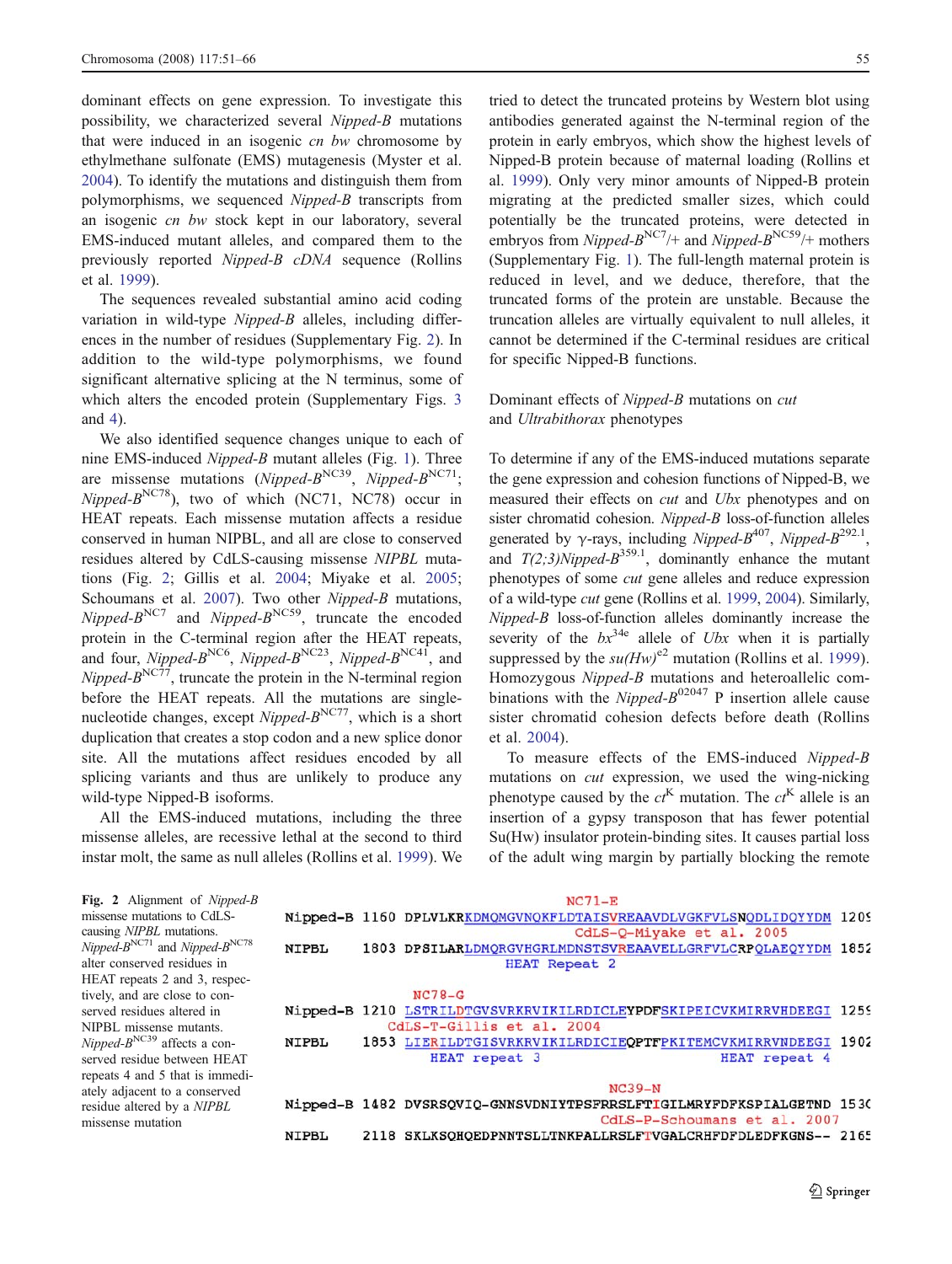dominant effects on gene expression. To investigate this possibility, we characterized several *Nipped-B* mutations that were induced in an isogenic *cn bw* chromosome by ethylmethane sulfonate (EMS) mutagenesis (Myster et al. 2004). To identify the mutations and distinguish them from polymorphisms, we sequenced *Nipped-B* transcripts from an isogenic *cn bw* stock kept in our laboratory, several EMS-induced mutant alleles, and compared them to the previously reported *Nipped-B cDNA* sequence (Rollins et al. 1999).

The sequences revealed substantial amino acid coding variation in wild-type *Nipped-B* alleles, including differences in the number of residues (Supplementary Fig. 2). In addition to the wild-type polymorphisms, we found significant alternative splicing at the N terminus, some of which alters the encoded protein (Supplementary Figs. 3 and 4).

We also identified sequence changes unique to each of nine EMS-induced *Nipped-B* mutant alleles (Fig. 1). Three are missense mutations (*Nipped-B*$^{NC39}$, *Nipped-B*$^{NC71}$; *Nipped-B*$^{NC78}$), two of which (NC71, NC78) occur in HEAT repeats. Each missense mutation affects a residue conserved in human NIPBL, and all are close to conserved residues altered by CdLS-causing missense *NIPBL* mutations (Fig. 2; Gillis et al. 2004; Miyake et al. 2005; Schoumans et al. 2007). Two other *Nipped-B* mutations, *Nipped-B*$^{NC7}$ and *Nipped-B*$^{NC59}$, truncate the encoded protein in the C-terminal region after the HEAT repeats, and four, *Nipped-B*$^{NC6}$, *Nipped-B*$^{NC23}$, *Nipped-B*$^{NC41}$, and *Nipped-B*$^{NC77}$, truncate the protein in the N-terminal region before the HEAT repeats. All the mutations are single-nucleotide changes, except *Nipped-B*$^{NC77}$, which is a short duplication that creates a stop codon and a new splice donor site. All the mutations affect residues encoded by all splicing variants and thus are unlikely to produce any wild-type Nipped-B isoforms.

All the EMS-induced mutations, including the three missense alleles, are recessive lethal at the second to third instar molt, the same as null alleles (Rollins et al. 1999). We tried to detect the truncated proteins by Western blot using antibodies generated against the N-terminal region of the protein in early embryos, which show the highest levels of Nipped-B protein because of maternal loading (Rollins et al. 1999). Only very minor amounts of Nipped-B protein migrating at the predicted smaller sizes, which could potentially be the truncated proteins, were detected in embryos from *Nipped-B*$^{NC7}$/+ and *Nipped-B*$^{NC59}$/+ mothers (Supplementary Fig. 1). The full-length maternal protein is reduced in level, and we deduce, therefore, that the truncated forms of the protein are unstable. Because the truncation alleles are virtually equivalent to null alleles, it cannot be determined if the C-terminal residues are critical for specific Nipped-B functions.

## Dominant effects of *Nipped-B* mutations on *cut* and *Ultrabithorax* phenotypes

To determine if any of the EMS-induced mutations separate the gene expression and cohesion functions of Nipped-B, we measured their effects on *cut* and *Ubx* phenotypes and on sister chromatid cohesion. *Nipped-B* loss-of-function alleles generated by γ-rays, including *Nipped-B*$^{407}$, *Nipped-B*$^{292.1}$, and *T(2;3)Nipped-B*$^{359.1}$, dominantly enhance the mutant phenotypes of some *cut* gene alleles and reduce expression of a wild-type *cut* gene (Rollins et al. 1999, 2004). Similarly, *Nipped-B* loss-of-function alleles dominantly increase the severity of the *bx*$^{34e}$ allele of *Ubx* when it is partially suppressed by the *su(Hw)*$^{e2}$ mutation (Rollins et al. 1999). Homozygous *Nipped-B* mutations and heteroallelic combinations with the *Nipped-B*$^{02047}$ P insertion allele cause sister chromatid cohesion defects before death (Rollins et al. 2004).

To measure effects of the EMS-induced *Nipped-B* mutations on *cut* expression, we used the wing-nicking phenotype caused by the *ct*$^{K}$ mutation. The *ct*$^{K}$ allele is an insertion of a gypsy transposon that has fewer potential Su(Hw) insulator protein-binding sites. It causes partial loss of the adult wing margin by partially blocking the remote

```
                              NC71-E
Nipped-B 1160 DPVLVLKRKDMQMGVNQKFLDTAISVREAAVDLVGKFVLSNQDLIDQYYDM 1209
                                  CdLS-Q-Miyake et al. 2005
NIPBL    1803 DPSILARLDMQRGVHGRLMDNSTSVREAAVELLGRFVLCRPQLAEQYYDM 1852
                         HEAT Repeat 2

                    NC78-G
Nipped-B 1210 LSTRILDTGVSVRKRVIKILRDICLEYPDFSKIPEICVKMIRRVHDEEGI 1259
                 CdLS-T-Gillis et al. 2004
NIPBL    1853 LIERILDTGISVRKRVIKILRDICIEQPTFPKITEMCVKMIRRVNDEEGI 1902
                     HEAT repeat 3                 HEAT repeat 4

                                     NC39-N
Nipped-B 1482 DVSRSQVIQ-GNNSVDNIYTPSFRRSLFTIGILMRYFDFKSPIALGETND 1530
                                   CdLS-P-Schoumans et al. 2007
NIPBL    2118 SKLKSQHQEDPNNTSLLTNKPALLRSLFTVGALCRHFDFDLEDFKGNS-- 2165
```

**Fig. 2** Alignment of *Nipped-B* missense mutations to CdLS-causing *NIPBL* mutations. *Nipped-B*$^{NC71}$ and *Nipped-B*$^{NC78}$ alter conserved residues in HEAT repeats 2 and 3, respectively, and are close to conserved residues altered in NIPBL missense mutants. *Nipped-B*$^{NC39}$ affects a conserved residue between HEAT repeats 4 and 5 that is immediately adjacent to a conserved residue altered by a *NIPBL* missense mutation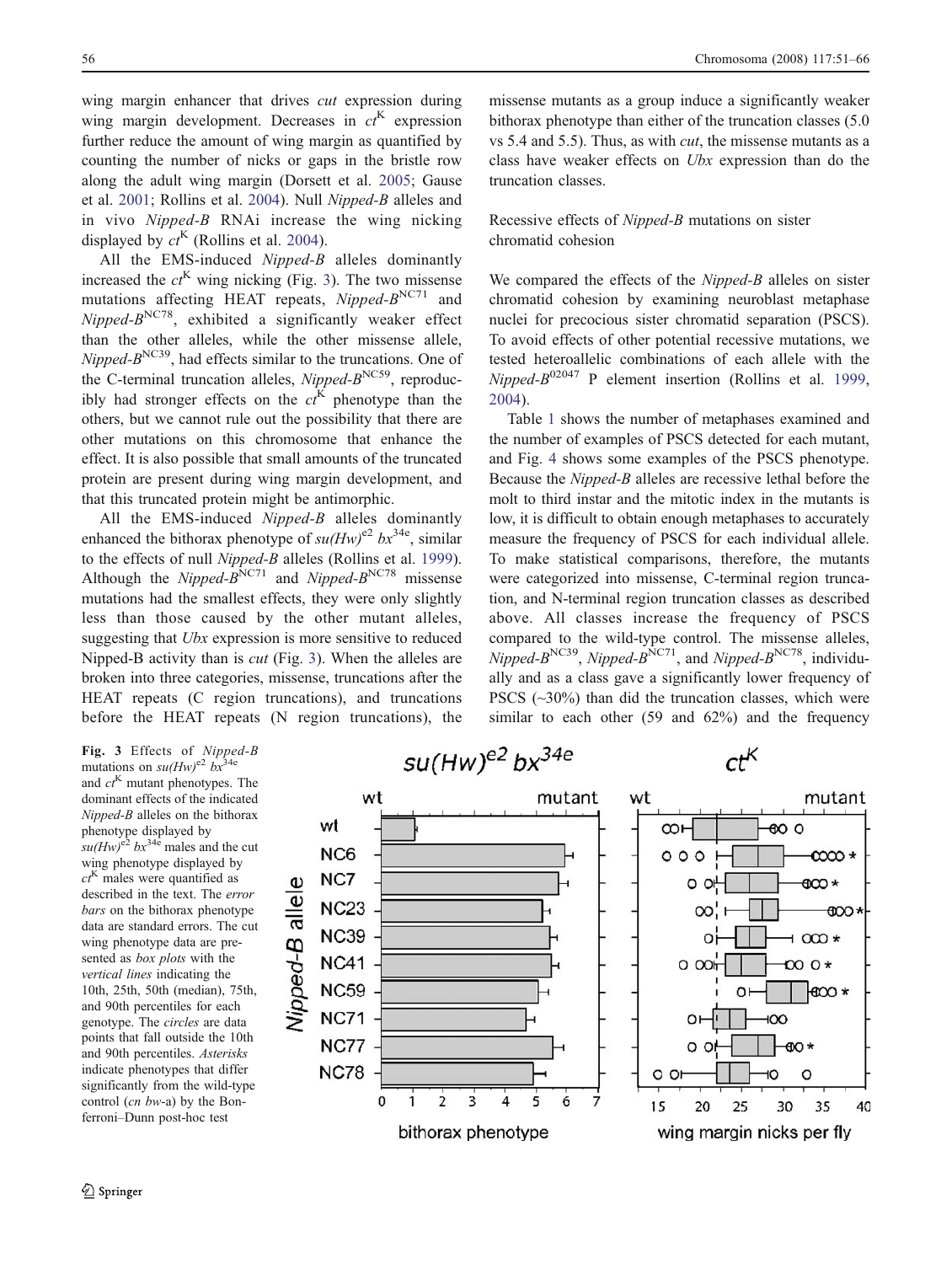wing margin enhancer that drives *cut* expression during wing margin development. Decreases in $ct^K$ expression further reduce the amount of wing margin as quantified by counting the number of nicks or gaps in the bristle row along the adult wing margin (Dorsett et al. 2005; Gause et al. 2001; Rollins et al. 2004). Null *Nipped-B* alleles and in vivo *Nipped-B* RNAi increase the wing nicking displayed by $ct^K$ (Rollins et al. 2004).

All the EMS-induced *Nipped-B* alleles dominantly increased the $ct^K$ wing nicking (Fig. 3). The two missense mutations affecting HEAT repeats, *Nipped-B*$^{NC71}$ and *Nipped-B*$^{NC78}$, exhibited a significantly weaker effect than the other alleles, while the other missense allele, *Nipped-B*$^{NC39}$, had effects similar to the truncations. One of the C-terminal truncation alleles, *Nipped-B*$^{NC59}$, reproducibly had stronger effects on the $ct^K$ phenotype than the others, but we cannot rule out the possibility that there are other mutations on this chromosome that enhance the effect. It is also possible that small amounts of the truncated protein are present during wing margin development, and that this truncated protein might be antimorphic.

All the EMS-induced *Nipped-B* alleles dominantly enhanced the bithorax phenotype of $su(Hw)^{e2}$ $bx^{34e}$, similar to the effects of null *Nipped-B* alleles (Rollins et al. 1999). Although the *Nipped-B*$^{NC71}$ and *Nipped-B*$^{NC78}$ missense mutations had the smallest effects, they were only slightly less than those caused by the other mutant alleles, suggesting that *Ubx* expression is more sensitive to reduced Nipped-B activity than is *cut* (Fig. 3). When the alleles are broken into three categories, missense, truncations after the HEAT repeats (C region truncations), and truncations before the HEAT repeats (N region truncations), the missense mutants as a group induce a significantly weaker bithorax phenotype than either of the truncation classes (5.0 vs 5.4 and 5.5). Thus, as with *cut*, the missense mutants as a class have weaker effects on *Ubx* expression than do the truncation classes.

## Recessive effects of *Nipped-B* mutations on sister chromatid cohesion

We compared the effects of the *Nipped-B* alleles on sister chromatid cohesion by examining neuroblast metaphase nuclei for precocious sister chromatid separation (PSCS). To avoid effects of other potential recessive mutations, we tested heteroallelic combinations of each allele with the *Nipped-B*$^{02047}$ P element insertion (Rollins et al. 1999, 2004).

Table 1 shows the number of metaphases examined and the number of examples of PSCS detected for each mutant, and Fig. 4 shows some examples of the PSCS phenotype. Because the *Nipped-B* alleles are recessive lethal before the molt to third instar and the mitotic index in the mutants is low, it is difficult to obtain enough metaphases to accurately measure the frequency of PSCS for each individual allele. To make statistical comparisons, therefore, the mutants were categorized into missense, C-terminal region truncation, and N-terminal region truncation classes as described above. All classes increase the frequency of PSCS compared to the wild-type control. The missense alleles, *Nipped-B*$^{NC39}$, *Nipped-B*$^{NC71}$, and *Nipped-B*$^{NC78}$, individually and as a class gave a significantly lower frequency of PSCS (~30%) than did the truncation classes, which were similar to each other (59 and 62%) and the frequency

**Fig. 3** Effects of *Nipped-B* mutations on $su(Hw)^{e2}$ $bx^{34e}$ and $ct^K$ mutant phenotypes. The dominant effects of the indicated *Nipped-B* alleles on the bithorax phenotype displayed by $su(Hw)^{e2}$ $bx^{34e}$ males and the cut wing phenotype displayed by $ct^K$ males were quantified as described in the text. The *error bars* on the bithorax phenotype data are standard errors. The cut wing phenotype data are presented as *box plots* with the *vertical lines* indicating the 10th, 25th, 50th (median), 75th, and 90th percentiles for each genotype. The *circles* are data points that fall outside the 10th and 90th percentiles. *Asterisks* indicate phenotypes that differ significantly from the wild-type control (*cn bw*-a) by the Bonferroni–Dunn post-hoc test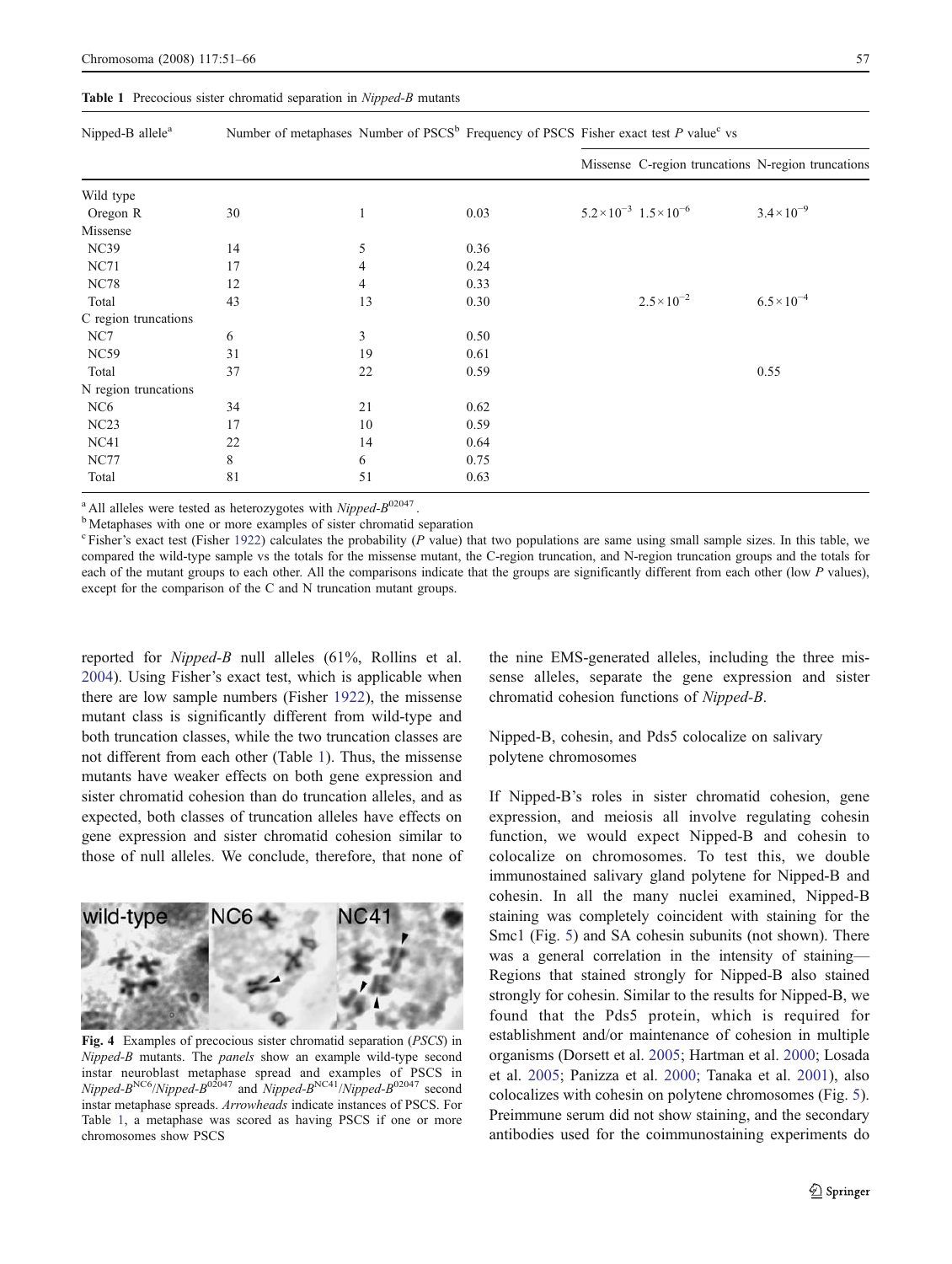**Table 1** Precocious sister chromatid separation in *Nipped-B* mutants

| Nipped-B allele[a] | Number of metaphases | Number of PSCS[b] | Frequency of PSCS | Fisher exact test *P* value[c] vs | | |
|---|---|---|---|---|---|---|
| | | | | Missense | C-region truncations | N-region truncations |
| Wild type | | | | | | |
| Oregon R | 30 | 1 | 0.03 | $5.2\times10^{-3}$ | $1.5\times10^{-6}$ | $3.4\times10^{-9}$ |
| Missense | | | | | | |
| NC39 | 14 | 5 | 0.36 | | | |
| NC71 | 17 | 4 | 0.24 | | | |
| NC78 | 12 | 4 | 0.33 | | | |
| Total | 43 | 13 | 0.30 | | $2.5\times10^{-2}$ | $6.5\times10^{-4}$ |
| C region truncations | | | | | | |
| NC7 | 6 | 3 | 0.50 | | | |
| NC59 | 31 | 19 | 0.61 | | | |
| Total | 37 | 22 | 0.59 | | | 0.55 |
| N region truncations | | | | | | |
| NC6 | 34 | 21 | 0.62 | | | |
| NC23 | 17 | 10 | 0.59 | | | |
| NC41 | 22 | 14 | 0.64 | | | |
| NC77 | 8 | 6 | 0.75 | | | |
| Total | 81 | 51 | 0.63 | | | |

[a] All alleles were tested as heterozygotes with *Nipped-B*$^{02047}$.

[b] Metaphases with one or more examples of sister chromatid separation

[c] Fisher's exact test (Fisher 1922) calculates the probability (*P* value) that two populations are same using small sample sizes. In this table, we compared the wild-type sample vs the totals for the missense mutant, the C-region truncation, and N-region truncation groups and the totals for each of the mutant groups to each other. All the comparisons indicate that the groups are significantly different from each other (low *P* values), except for the comparison of the C and N truncation mutant groups.

reported for *Nipped-B* null alleles (61%, Rollins et al. 2004). Using Fisher's exact test, which is applicable when there are low sample numbers (Fisher 1922), the missense mutant class is significantly different from wild-type and both truncation classes, while the two truncation classes are not different from each other (Table 1). Thus, the missense mutants have weaker effects on both gene expression and sister chromatid cohesion than do truncation alleles, and as expected, both classes of truncation alleles have effects on gene expression and sister chromatid cohesion similar to those of null alleles. We conclude, therefore, that none of the nine EMS-generated alleles, including the three missense alleles, separate the gene expression and sister chromatid cohesion functions of *Nipped-B*.

**Fig. 4** Examples of precocious sister chromatid separation (*PSCS*) in *Nipped-B* mutants. The *panels* show an example wild-type second instar neuroblast metaphase spread and examples of PSCS in *Nipped-B*$^{NC6}$/*Nipped-B*$^{02047}$ and *Nipped-B*$^{NC41}$/*Nipped-B*$^{02047}$ second instar metaphase spreads. *Arrowheads* indicate instances of PSCS. For Table 1, a metaphase was scored as having PSCS if one or more chromosomes show PSCS

## Nipped-B, cohesin, and Pds5 colocalize on salivary polytene chromosomes

If Nipped-B's roles in sister chromatid cohesion, gene expression, and meiosis all involve regulating cohesin function, we would expect Nipped-B and cohesin to colocalize on chromosomes. To test this, we double immunostained salivary gland polytene for Nipped-B and cohesin. In all the many nuclei examined, Nipped-B staining was completely coincident with staining for the Smc1 (Fig. 5) and SA cohesin subunits (not shown). There was a general correlation in the intensity of staining—Regions that stained strongly for Nipped-B also stained strongly for cohesin. Similar to the results for Nipped-B, we found that the Pds5 protein, which is required for establishment and/or maintenance of cohesion in multiple organisms (Dorsett et al. 2005; Hartman et al. 2000; Losada et al. 2005; Panizza et al. 2000; Tanaka et al. 2001), also colocalizes with cohesin on polytene chromosomes (Fig. 5). Preimmune serum did not show staining, and the secondary antibodies used for the coimmunostaining experiments do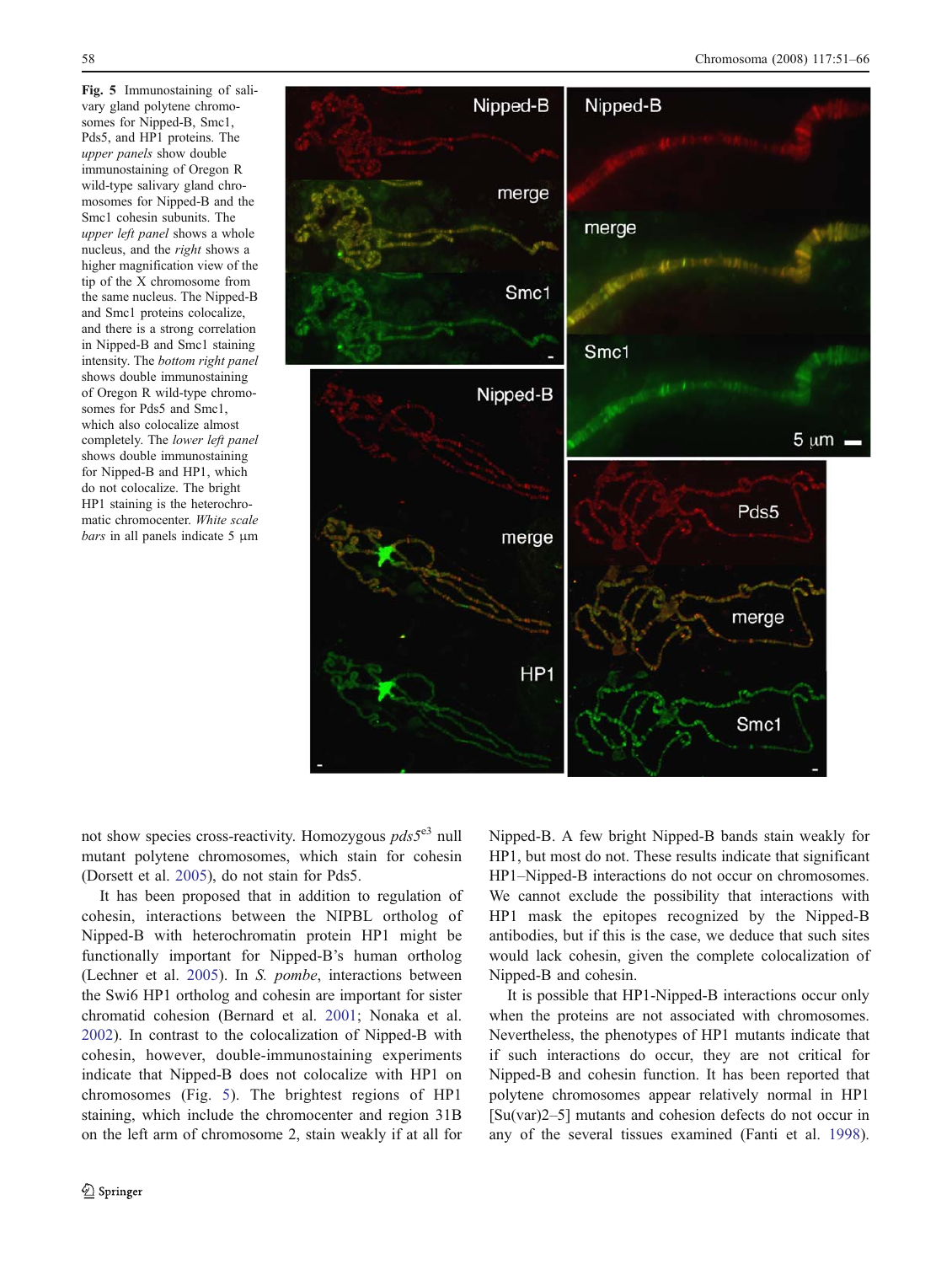**Fig. 5** Immunostaining of salivary gland polytene chromosomes for Nipped-B, Smc1, Pds5, and HP1 proteins. The *upper panels* show double immunostaining of Oregon R wild-type salivary gland chromosomes for Nipped-B and the Smc1 cohesin subunits. The *upper left panel* shows a whole nucleus, and the *right* shows a higher magnification view of the tip of the X chromosome from the same nucleus. The Nipped-B and Smc1 proteins colocalize, and there is a strong correlation in Nipped-B and Smc1 staining intensity. The *bottom right panel* shows double immunostaining of Oregon R wild-type chromosomes for Pds5 and Smc1, which also colocalize almost completely. The *lower left panel* shows double immunostaining for Nipped-B and HP1, which do not colocalize. The bright HP1 staining is the heterochromatic chromocenter. *White scale bars* in all panels indicate 5 µm

not show species cross-reactivity. Homozygous *pds5*[e3] null mutant polytene chromosomes, which stain for cohesin (Dorsett et al. 2005), do not stain for Pds5.

It has been proposed that in addition to regulation of cohesin, interactions between the NIPBL ortholog of Nipped-B with heterochromatin protein HP1 might be functionally important for Nipped-B's human ortholog (Lechner et al. 2005). In *S. pombe*, interactions between the Swi6 HP1 ortholog and cohesin are important for sister chromatid cohesion (Bernard et al. 2001; Nonaka et al. 2002). In contrast to the colocalization of Nipped-B with cohesin, however, double-immunostaining experiments indicate that Nipped-B does not colocalize with HP1 on chromosomes (Fig. 5). The brightest regions of HP1 staining, which include the chromocenter and region 31B on the left arm of chromosome 2, stain weakly if at all for Nipped-B. A few bright Nipped-B bands stain weakly for HP1, but most do not. These results indicate that significant HP1–Nipped-B interactions do not occur on chromosomes. We cannot exclude the possibility that interactions with HP1 mask the epitopes recognized by the Nipped-B antibodies, but if this is the case, we deduce that such sites would lack cohesin, given the complete colocalization of Nipped-B and cohesin.

It is possible that HP1-Nipped-B interactions occur only when the proteins are not associated with chromosomes. Nevertheless, the phenotypes of HP1 mutants indicate that if such interactions do occur, they are not critical for Nipped-B and cohesin function. It has been reported that polytene chromosomes appear relatively normal in HP1 [Su(var)2–5] mutants and cohesion defects do not occur in any of the several tissues examined (Fanti et al. 1998).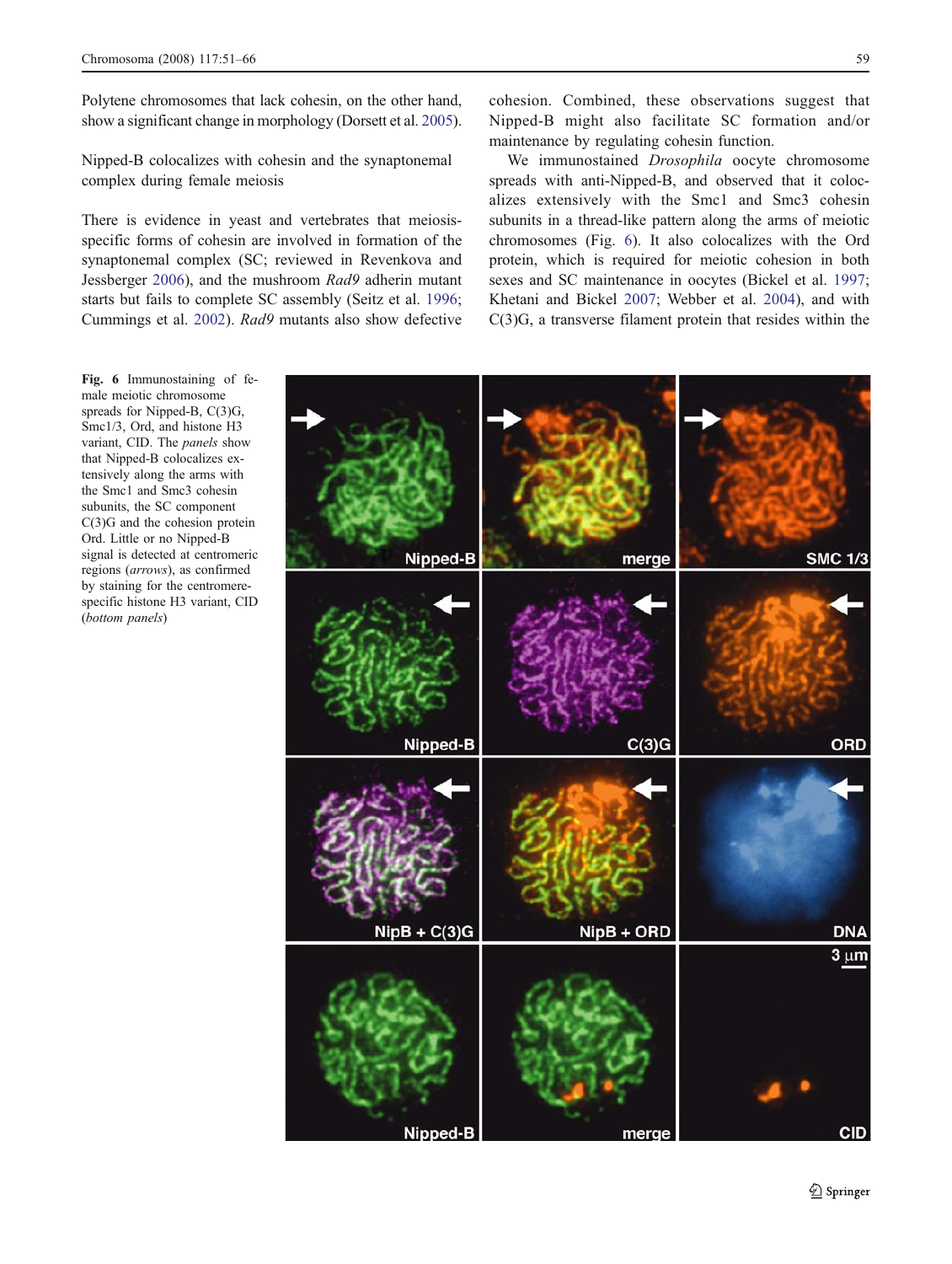Polytene chromosomes that lack cohesin, on the other hand, show a significant change in morphology (Dorsett et al. 2005).

## Nipped-B colocalizes with cohesin and the synaptonemal complex during female meiosis

There is evidence in yeast and vertebrates that meiosis-specific forms of cohesin are involved in formation of the synaptonemal complex (SC; reviewed in Revenkova and Jessberger 2006), and the mushroom *Rad9* adherin mutant starts but fails to complete SC assembly (Seitz et al. 1996; Cummings et al. 2002). *Rad9* mutants also show defective cohesion. Combined, these observations suggest that Nipped-B might also facilitate SC formation and/or maintenance by regulating cohesin function.

We immunostained *Drosophila* oocyte chromosome spreads with anti-Nipped-B, and observed that it colocalizes extensively with the Smc1 and Smc3 cohesin subunits in a thread-like pattern along the arms of meiotic chromosomes (Fig. 6). It also colocalizes with the Ord protein, which is required for meiotic cohesion in both sexes and SC maintenance in oocytes (Bickel et al. 1997; Khetani and Bickel 2007; Webber et al. 2004), and with C(3)G, a transverse filament protein that resides within the

**Fig. 6** Immunostaining of female meiotic chromosome spreads for Nipped-B, C(3)G, Smc1/3, Ord, and histone H3 variant, CID. The *panels* show that Nipped-B colocalizes extensively along the arms with the Smc1 and Smc3 cohesin subunits, the SC component C(3)G and the cohesion protein Ord. Little or no Nipped-B signal is detected at centromeric regions (*arrows*), as confirmed by staining for the centromere-specific histone H3 variant, CID (*bottom panels*)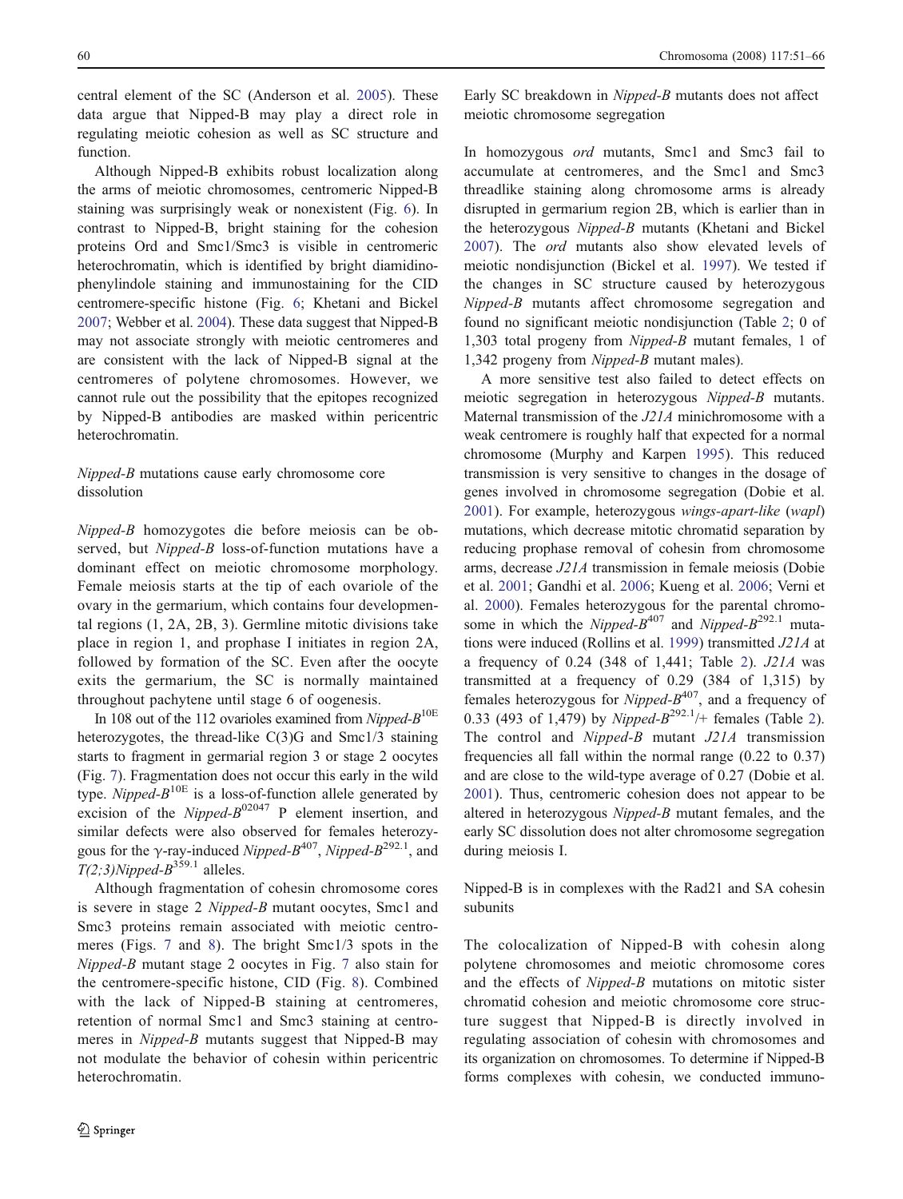central element of the SC (Anderson et al. 2005). These data argue that Nipped-B may play a direct role in regulating meiotic cohesion as well as SC structure and function.

Although Nipped-B exhibits robust localization along the arms of meiotic chromosomes, centromeric Nipped-B staining was surprisingly weak or nonexistent (Fig. 6). In contrast to Nipped-B, bright staining for the cohesion proteins Ord and Smc1/Smc3 is visible in centromeric heterochromatin, which is identified by bright diamidinophenylindole staining and immunostaining for the CID centromere-specific histone (Fig. 6; Khetani and Bickel 2007; Webber et al. 2004). These data suggest that Nipped-B may not associate strongly with meiotic centromeres and are consistent with the lack of Nipped-B signal at the centromeres of polytene chromosomes. However, we cannot rule out the possibility that the epitopes recognized by Nipped-B antibodies are masked within pericentric heterochromatin.

### *Nipped-B* mutations cause early chromosome core dissolution

*Nipped-B* homozygotes die before meiosis can be observed, but *Nipped-B* loss-of-function mutations have a dominant effect on meiotic chromosome morphology. Female meiosis starts at the tip of each ovariole of the ovary in the germarium, which contains four developmental regions (1, 2A, 2B, 3). Germline mitotic divisions take place in region 1, and prophase I initiates in region 2A, followed by formation of the SC. Even after the oocyte exits the germarium, the SC is normally maintained throughout pachytene until stage 6 of oogenesis.

In 108 out of the 112 ovarioles examined from *Nipped-B*$^{10E}$ heterozygotes, the thread-like C(3)G and Smc1/3 staining starts to fragment in germarial region 3 or stage 2 oocytes (Fig. 7). Fragmentation does not occur this early in the wild type. *Nipped-B*$^{10E}$ is a loss-of-function allele generated by excision of the *Nipped-B*$^{02047}$ P element insertion, and similar defects were also observed for females heterozygous for the γ-ray-induced *Nipped-B*$^{407}$, *Nipped-B*$^{292.1}$, and *T(2;3)Nipped-B*$^{359.1}$ alleles.

Although fragmentation of cohesin chromosome cores is severe in stage 2 *Nipped-B* mutant oocytes, Smc1 and Smc3 proteins remain associated with meiotic centromeres (Figs. 7 and 8). The bright Smc1/3 spots in the *Nipped-B* mutant stage 2 oocytes in Fig. 7 also stain for the centromere-specific histone, CID (Fig. 8). Combined with the lack of Nipped-B staining at centromeres, retention of normal Smc1 and Smc3 staining at centromeres in *Nipped-B* mutants suggest that Nipped-B may not modulate the behavior of cohesin within pericentric heterochromatin.

### Early SC breakdown in *Nipped-B* mutants does not affect meiotic chromosome segregation

In homozygous *ord* mutants, Smc1 and Smc3 fail to accumulate at centromeres, and the Smc1 and Smc3 threadlike staining along chromosome arms is already disrupted in germarium region 2B, which is earlier than in the heterozygous *Nipped-B* mutants (Khetani and Bickel 2007). The *ord* mutants also show elevated levels of meiotic nondisjunction (Bickel et al. 1997). We tested if the changes in SC structure caused by heterozygous *Nipped-B* mutants affect chromosome segregation and found no significant meiotic nondisjunction (Table 2; 0 of 1,303 total progeny from *Nipped-B* mutant females, 1 of 1,342 progeny from *Nipped-B* mutant males).

A more sensitive test also failed to detect effects on meiotic segregation in heterozygous *Nipped-B* mutants. Maternal transmission of the *J21A* minichromosome with a weak centromere is roughly half that expected for a normal chromosome (Murphy and Karpen 1995). This reduced transmission is very sensitive to changes in the dosage of genes involved in chromosome segregation (Dobie et al. 2001). For example, heterozygous *wings-apart-like* (*wapl*) mutations, which decrease mitotic chromatid separation by reducing prophase removal of cohesin from chromosome arms, decrease *J21A* transmission in female meiosis (Dobie et al. 2001; Gandhi et al. 2006; Kueng et al. 2006; Verni et al. 2000). Females heterozygous for the parental chromosome in which the *Nipped-B*$^{407}$ and *Nipped-B*$^{292.1}$ mutations were induced (Rollins et al. 1999) transmitted *J21A* at a frequency of 0.24 (348 of 1,441; Table 2). *J21A* was transmitted at a frequency of 0.29 (384 of 1,315) by females heterozygous for *Nipped-B*$^{407}$, and a frequency of 0.33 (493 of 1,479) by *Nipped-B*$^{292.1}$/+ females (Table 2). The control and *Nipped-B* mutant *J21A* transmission frequencies all fall within the normal range (0.22 to 0.37) and are close to the wild-type average of 0.27 (Dobie et al. 2001). Thus, centromeric cohesion does not appear to be altered in heterozygous *Nipped-B* mutant females, and the early SC dissolution does not alter chromosome segregation during meiosis I.

### Nipped-B is in complexes with the Rad21 and SA cohesin subunits

The colocalization of Nipped-B with cohesin along polytene chromosomes and meiotic chromosome cores and the effects of *Nipped-B* mutations on mitotic sister chromatid cohesion and meiotic chromosome core structure suggest that Nipped-B is directly involved in regulating association of cohesin with chromosomes and its organization on chromosomes. To determine if Nipped-B forms complexes with cohesin, we conducted immuno-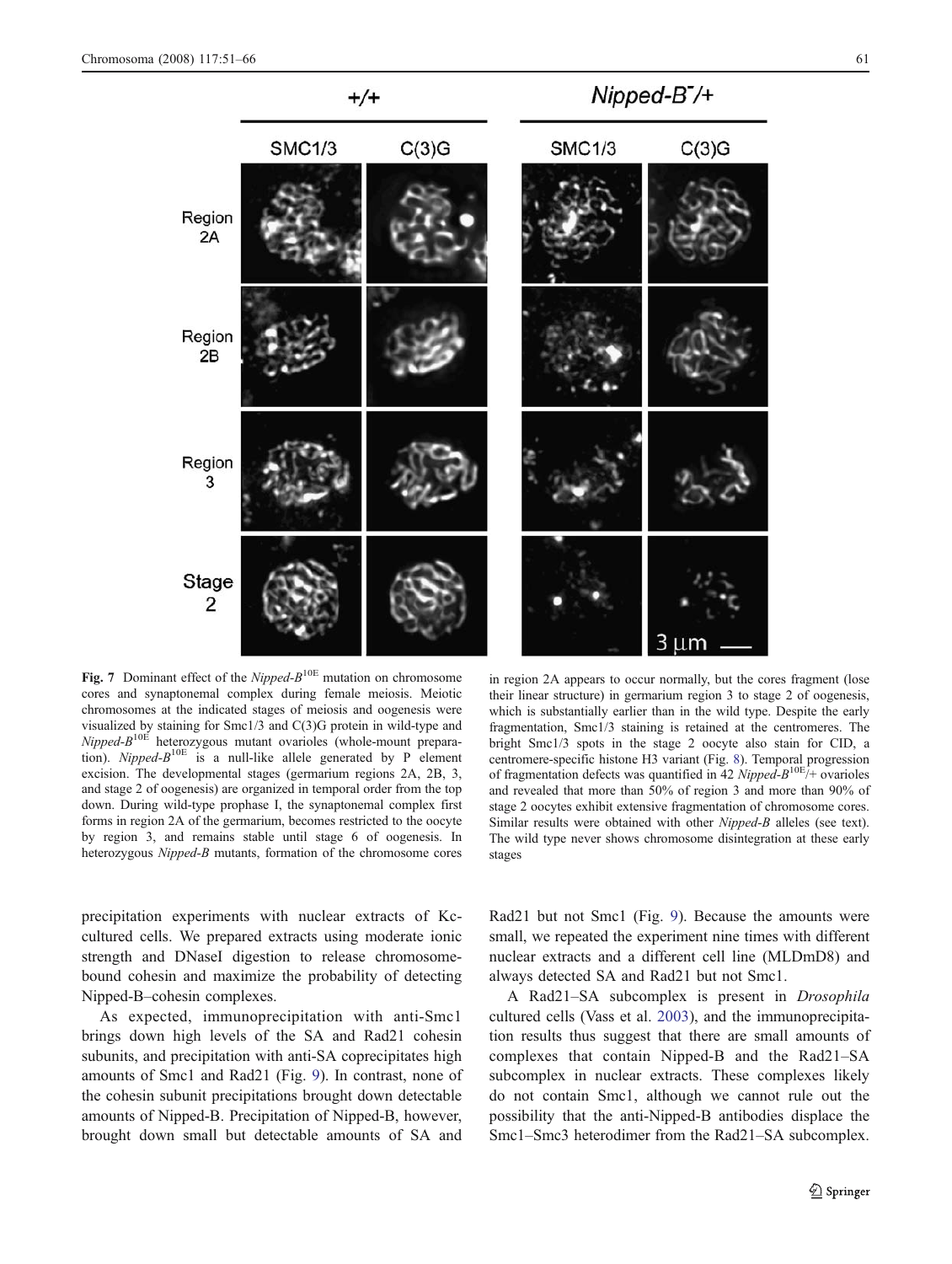**Fig. 7** Dominant effect of the *Nipped-B*$^{10E}$ mutation on chromosome cores and synaptonemal complex during female meiosis. Meiotic chromosomes at the indicated stages of meiosis and oogenesis were visualized by staining for Smc1/3 and C(3)G protein in wild-type and *Nipped-B*$^{10E}$ heterozygous mutant ovarioles (whole-mount preparation). *Nipped-B*$^{10E}$ is a null-like allele generated by P element excision. The developmental stages (germarium regions 2A, 2B, 3, and stage 2 of oogenesis) are organized in temporal order from the top down. During wild-type prophase I, the synaptonemal complex first forms in region 2A of the germarium, becomes restricted to the oocyte by region 3, and remains stable until stage 6 of oogenesis. In heterozygous *Nipped-B* mutants, formation of the chromosome cores in region 2A appears to occur normally, but the cores fragment (lose their linear structure) in germarium region 3 to stage 2 of oogenesis, which is substantially earlier than in the wild type. Despite the early fragmentation, Smc1/3 staining is retained at the centromeres. The bright Smc1/3 spots in the stage 2 oocyte also stain for CID, a centromere-specific histone H3 variant (Fig. 8). Temporal progression of fragmentation defects was quantified in 42 *Nipped-B*$^{10E}$/+ ovarioles and revealed that more than 50% of region 3 and more than 90% of stage 2 oocytes exhibit extensive fragmentation of chromosome cores. Similar results were obtained with other *Nipped-B* alleles (see text). The wild type never shows chromosome disintegration at these early stages

precipitation experiments with nuclear extracts of Kc-cultured cells. We prepared extracts using moderate ionic strength and DNaseI digestion to release chromosome-bound cohesin and maximize the probability of detecting Nipped-B–cohesin complexes.

As expected, immunoprecipitation with anti-Smc1 brings down high levels of the SA and Rad21 cohesin subunits, and precipitation with anti-SA coprecipitates high amounts of Smc1 and Rad21 (Fig. 9). In contrast, none of the cohesin subunit precipitations brought down detectable amounts of Nipped-B. Precipitation of Nipped-B, however, brought down small but detectable amounts of SA and Rad21 but not Smc1 (Fig. 9). Because the amounts were small, we repeated the experiment nine times with different nuclear extracts and a different cell line (MLDmD8) and always detected SA and Rad21 but not Smc1.

A Rad21–SA subcomplex is present in *Drosophila* cultured cells (Vass et al. 2003), and the immunoprecipitation results thus suggest that there are small amounts of complexes that contain Nipped-B and the Rad21–SA subcomplex in nuclear extracts. These complexes likely do not contain Smc1, although we cannot rule out the possibility that the anti-Nipped-B antibodies displace the Smc1–Smc3 heterodimer from the Rad21–SA subcomplex.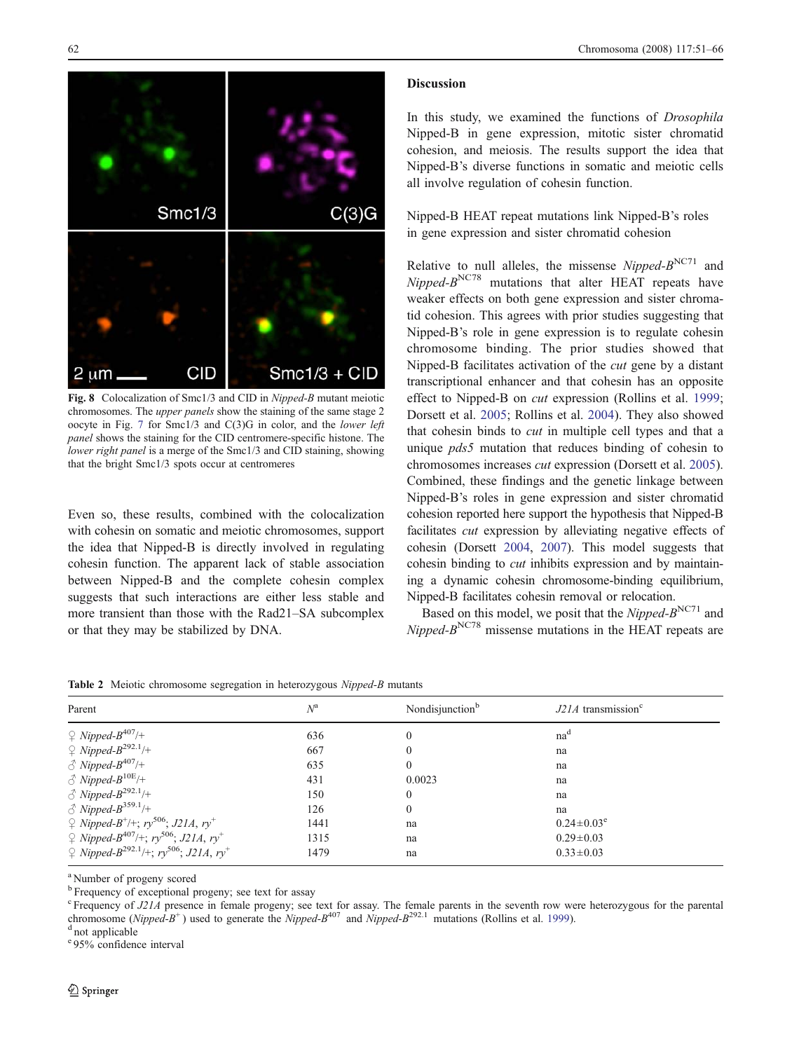**Fig. 8** Colocalization of Smc1/3 and CID in *Nipped-B* mutant meiotic chromosomes. The *upper panels* show the staining of the same stage 2 oocyte in Fig. 7 for Smc1/3 and C(3)G in color, and the *lower left panel* shows the staining for the CID centromere-specific histone. The *lower right panel* is a merge of the Smc1/3 and CID staining, showing that the bright Smc1/3 spots occur at centromeres

Even so, these results, combined with the colocalization with cohesin on somatic and meiotic chromosomes, support the idea that Nipped-B is directly involved in regulating cohesin function. The apparent lack of stable association between Nipped-B and the complete cohesin complex suggests that such interactions are either less stable and more transient than those with the Rad21–SA subcomplex or that they may be stabilized by DNA.

## Discussion

In this study, we examined the functions of *Drosophila* Nipped-B in gene expression, mitotic sister chromatid cohesion, and meiosis. The results support the idea that Nipped-B's diverse functions in somatic and meiotic cells all involve regulation of cohesin function.

### Nipped-B HEAT repeat mutations link Nipped-B's roles in gene expression and sister chromatid cohesion

Relative to null alleles, the missense *Nipped-B*$^{NC71}$ and *Nipped-B*$^{NC78}$ mutations that alter HEAT repeats have weaker effects on both gene expression and sister chromatid cohesion. This agrees with prior studies suggesting that Nipped-B's role in gene expression is to regulate cohesin chromosome binding. The prior studies showed that Nipped-B facilitates activation of the *cut* gene by a distant transcriptional enhancer and that cohesin has an opposite effect to Nipped-B on *cut* expression (Rollins et al. 1999; Dorsett et al. 2005; Rollins et al. 2004). They also showed that cohesin binds to *cut* in multiple cell types and that a unique *pds5* mutation that reduces binding of cohesin to chromosomes increases *cut* expression (Dorsett et al. 2005). Combined, these findings and the genetic linkage between Nipped-B's roles in gene expression and sister chromatid cohesion reported here support the hypothesis that Nipped-B facilitates *cut* expression by alleviating negative effects of cohesin (Dorsett 2004, 2007). This model suggests that cohesin binding to *cut* inhibits expression and by maintaining a dynamic cohesin chromosome-binding equilibrium, Nipped-B facilitates cohesin removal or relocation.

Based on this model, we posit that the *Nipped-B*$^{NC71}$ and *Nipped-B*$^{NC78}$ missense mutations in the HEAT repeats are

**Table 2** Meiotic chromosome segregation in heterozygous *Nipped-B* mutants

| Parent | *N*[a] | Nondisjunction[b] | *J21A* transmission[c] |
|---|---|---|---|
| ♀ *Nipped-B*$^{407}$/+ | 636 | 0 | na[d] |
| ♀ *Nipped-B*$^{292.1}$/+ | 667 | 0 | na |
| ♂ *Nipped-B*$^{407}$/+ | 635 | 0 | na |
| ♂ *Nipped-B*$^{10E}$/+ | 431 | 0.0023 | na |
| ♂ *Nipped-B*$^{292.1}$/+ | 150 | 0 | na |
| ♂ *Nipped-B*$^{359.1}$/+ | 126 | 0 | na |
| ♀ *Nipped-B*$^{+}$/+; *ry*$^{506}$; *J21A, ry*$^{+}$ | 1441 | na | 0.24±0.03[e] |
| ♀ *Nipped-B*$^{407}$/+; *ry*$^{506}$; *J21A, ry*$^{+}$ | 1315 | na | 0.29±0.03 |
| ♀ *Nipped-B*$^{292.1}$/+; *ry*$^{506}$; *J21A, ry*$^{+}$ | 1479 | na | 0.33±0.03 |

[a] Number of progeny scored
[b] Frequency of exceptional progeny; see text for assay
[c] Frequency of *J21A* presence in female progeny; see text for assay. The female parents in the seventh row were heterozygous for the parental chromosome (*Nipped-B*$^{+}$) used to generate the *Nipped-B*$^{407}$ and *Nipped-B*$^{292.1}$ mutations (Rollins et al. 1999).
[d] not applicable
[e] 95% confidence interval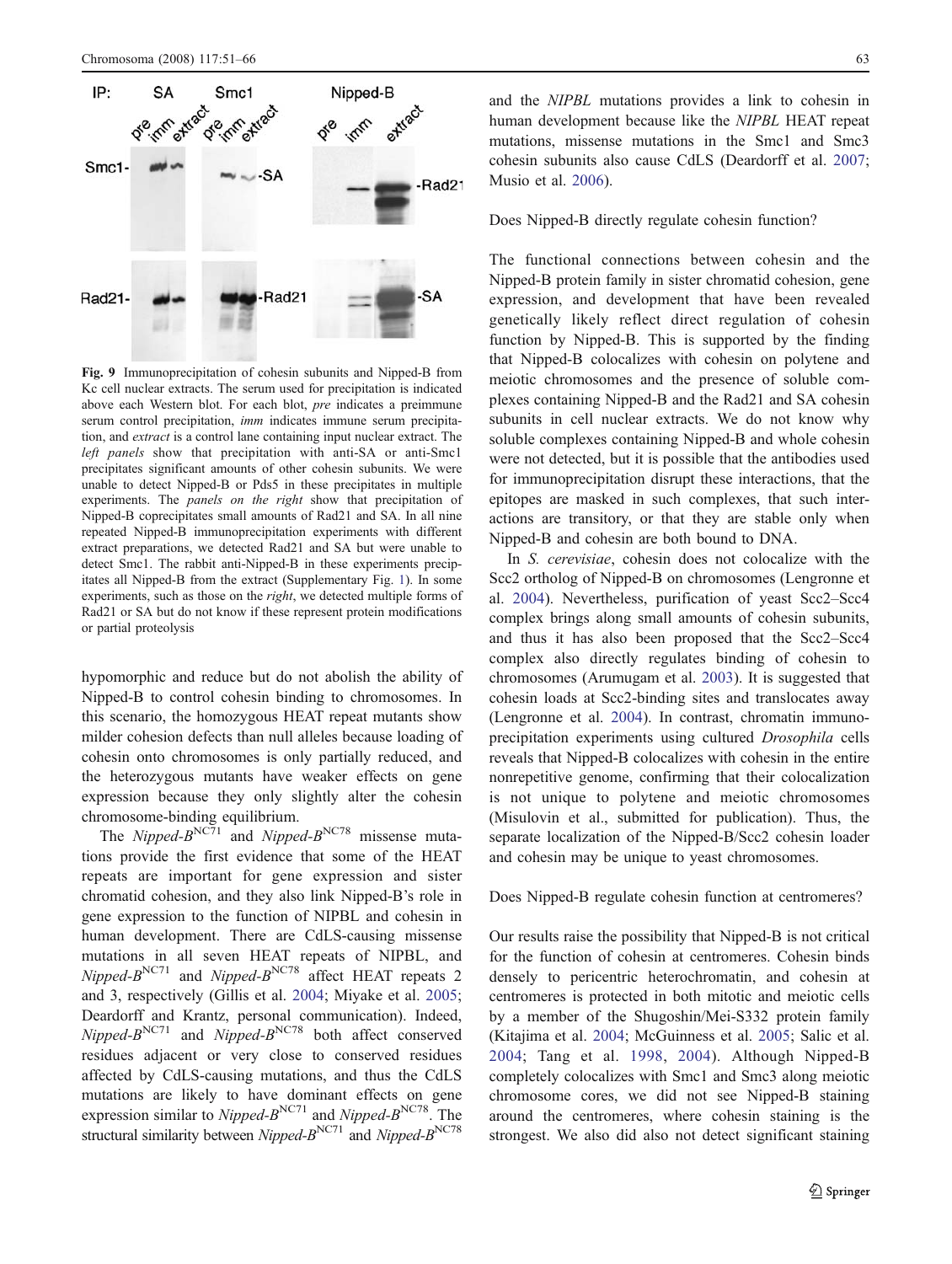Fig. 9 Immunoprecipitation of cohesin subunits and Nipped-B from Kc cell nuclear extracts. The serum used for precipitation is indicated above each Western blot. For each blot, *pre* indicates a preimmune serum control precipitation, *imm* indicates immune serum precipitation, and *extract* is a control lane containing input nuclear extract. The *left panels* show that precipitation with anti-SA or anti-Smc1 precipitates significant amounts of other cohesin subunits. We were unable to detect Nipped-B or Pds5 in these precipitates in multiple experiments. The *panels on the right* show that precipitation of Nipped-B coprecipitates small amounts of Rad21 and SA. In all nine repeated Nipped-B immunoprecipitation experiments with different extract preparations, we detected Rad21 and SA but were unable to detect Smc1. The rabbit anti-Nipped-B in these experiments precipitates all Nipped-B from the extract (Supplementary Fig. 1). In some experiments, such as those on the *right*, we detected multiple forms of Rad21 or SA but do not know if these represent protein modifications or partial proteolysis

hypomorphic and reduce but do not abolish the ability of Nipped-B to control cohesin binding to chromosomes. In this scenario, the homozygous HEAT repeat mutants show milder cohesion defects than null alleles because loading of cohesin onto chromosomes is only partially reduced, and the heterozygous mutants have weaker effects on gene expression because they only slightly alter the cohesin chromosome-binding equilibrium.

The *Nipped-B*$^{NC71}$ and *Nipped-B*$^{NC78}$ missense mutations provide the first evidence that some of the HEAT repeats are important for gene expression and sister chromatid cohesion, and they also link Nipped-B's role in gene expression to the function of NIPBL and cohesin in human development. There are CdLS-causing missense mutations in all seven HEAT repeats of NIPBL, and *Nipped-B*$^{NC71}$ and *Nipped-B*$^{NC78}$ affect HEAT repeats 2 and 3, respectively (Gillis et al. 2004; Miyake et al. 2005; Deardorff and Krantz, personal communication). Indeed, *Nipped-B*$^{NC71}$ and *Nipped-B*$^{NC78}$ both affect conserved residues adjacent or very close to conserved residues affected by CdLS-causing mutations, and thus the CdLS mutations are likely to have dominant effects on gene expression similar to *Nipped-B*$^{NC71}$ and *Nipped-B*$^{NC78}$. The structural similarity between *Nipped-B*$^{NC71}$ and *Nipped-B*$^{NC78}$ and the *NIPBL* mutations provides a link to cohesin in human development because like the *NIPBL* HEAT repeat mutations, missense mutations in the Smc1 and Smc3 cohesin subunits also cause CdLS (Deardorff et al. 2007; Musio et al. 2006).

## Does Nipped-B directly regulate cohesin function?

The functional connections between cohesin and the Nipped-B protein family in sister chromatid cohesion, gene expression, and development that have been revealed genetically likely reflect direct regulation of cohesin function by Nipped-B. This is supported by the finding that Nipped-B colocalizes with cohesin on polytene and meiotic chromosomes and the presence of soluble complexes containing Nipped-B and the Rad21 and SA cohesin subunits in cell nuclear extracts. We do not know why soluble complexes containing Nipped-B and whole cohesin were not detected, but it is possible that the antibodies used for immunoprecipitation disrupt these interactions, that the epitopes are masked in such complexes, that such interactions are transitory, or that they are stable only when Nipped-B and cohesin are both bound to DNA.

In *S. cerevisiae*, cohesin does not colocalize with the Scc2 ortholog of Nipped-B on chromosomes (Lengronne et al. 2004). Nevertheless, purification of yeast Scc2–Scc4 complex brings along small amounts of cohesin subunits, and thus it has also been proposed that the Scc2–Scc4 complex also directly regulates binding of cohesin to chromosomes (Arumugam et al. 2003). It is suggested that cohesin loads at Scc2-binding sites and translocates away (Lengronne et al. 2004). In contrast, chromatin immunoprecipitation experiments using cultured *Drosophila* cells reveals that Nipped-B colocalizes with cohesin in the entire nonrepetitive genome, confirming that their colocalization is not unique to polytene and meiotic chromosomes (Misulovin et al., submitted for publication). Thus, the separate localization of the Nipped-B/Scc2 cohesin loader and cohesin may be unique to yeast chromosomes.

## Does Nipped-B regulate cohesin function at centromeres?

Our results raise the possibility that Nipped-B is not critical for the function of cohesin at centromeres. Cohesin binds densely to pericentric heterochromatin, and cohesin at centromeres is protected in both mitotic and meiotic cells by a member of the Shugoshin/Mei-S332 protein family (Kitajima et al. 2004; McGuinness et al. 2005; Salic et al. 2004; Tang et al. 1998, 2004). Although Nipped-B completely colocalizes with Smc1 and Smc3 along meiotic chromosome cores, we did not see Nipped-B staining around the centromeres, where cohesin staining is the strongest. We also did also not detect significant staining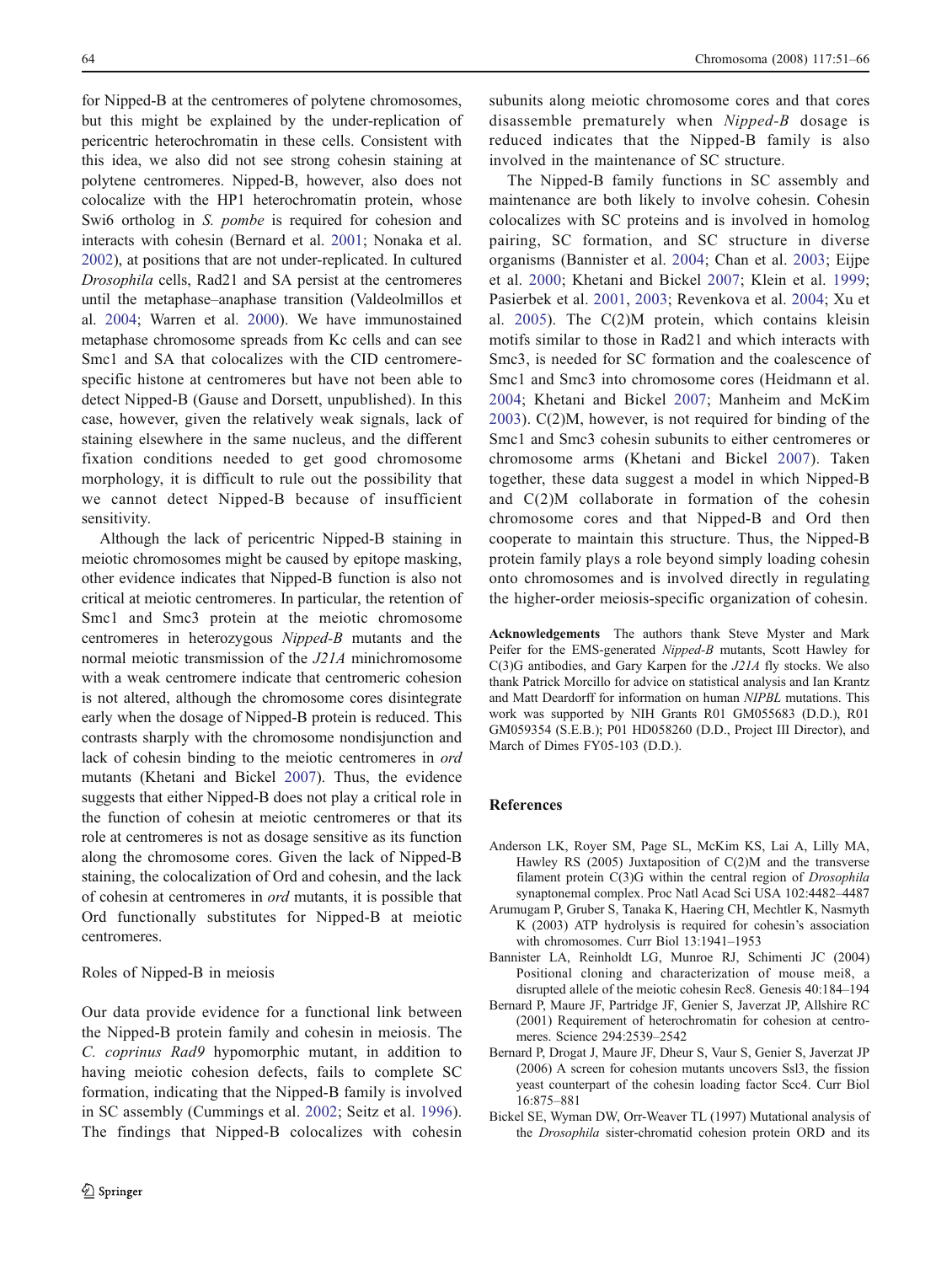for Nipped-B at the centromeres of polytene chromosomes, but this might be explained by the under-replication of pericentric heterochromatin in these cells. Consistent with this idea, we also did not see strong cohesin staining at polytene centromeres. Nipped-B, however, also does not colocalize with the HP1 heterochromatin protein, whose Swi6 ortholog in *S. pombe* is required for cohesion and interacts with cohesin (Bernard et al. 2001; Nonaka et al. 2002), at positions that are not under-replicated. In cultured *Drosophila* cells, Rad21 and SA persist at the centromeres until the metaphase–anaphase transition (Valdeolmillos et al. 2004; Warren et al. 2000). We have immunostained metaphase chromosome spreads from Kc cells and can see Smc1 and SA that colocalizes with the CID centromere-specific histone at centromeres but have not been able to detect Nipped-B (Gause and Dorsett, unpublished). In this case, however, given the relatively weak signals, lack of staining elsewhere in the same nucleus, and the different fixation conditions needed to get good chromosome morphology, it is difficult to rule out the possibility that we cannot detect Nipped-B because of insufficient sensitivity.

Although the lack of pericentric Nipped-B staining in meiotic chromosomes might be caused by epitope masking, other evidence indicates that Nipped-B function is also not critical at meiotic centromeres. In particular, the retention of Smc1 and Smc3 protein at the meiotic chromosome centromeres in heterozygous *Nipped-B* mutants and the normal meiotic transmission of the *J21A* minichromosome with a weak centromere indicate that centromeric cohesion is not altered, although the chromosome cores disintegrate early when the dosage of Nipped-B protein is reduced. This contrasts sharply with the chromosome nondisjunction and lack of cohesin binding to the meiotic centromeres in *ord* mutants (Khetani and Bickel 2007). Thus, the evidence suggests that either Nipped-B does not play a critical role in the function of cohesin at meiotic centromeres or that its role at centromeres is not as dosage sensitive as its function along the chromosome cores. Given the lack of Nipped-B staining, the colocalization of Ord and cohesin, and the lack of cohesin at centromeres in *ord* mutants, it is possible that Ord functionally substitutes for Nipped-B at meiotic centromeres.

### Roles of Nipped-B in meiosis

Our data provide evidence for a functional link between the Nipped-B protein family and cohesin in meiosis. The *C. coprinus Rad9* hypomorphic mutant, in addition to having meiotic cohesion defects, fails to complete SC formation, indicating that the Nipped-B family is involved in SC assembly (Cummings et al. 2002; Seitz et al. 1996). The findings that Nipped-B colocalizes with cohesin subunits along meiotic chromosome cores and that cores disassemble prematurely when *Nipped-B* dosage is reduced indicates that the Nipped-B family is also involved in the maintenance of SC structure.

The Nipped-B family functions in SC assembly and maintenance are both likely to involve cohesin. Cohesin colocalizes with SC proteins and is involved in homolog pairing, SC formation, and SC structure in diverse organisms (Bannister et al. 2004; Chan et al. 2003; Eijpe et al. 2000; Khetani and Bickel 2007; Klein et al. 1999; Pasierbek et al. 2001, 2003; Revenkova et al. 2004; Xu et al. 2005). The C(2)M protein, which contains kleisin motifs similar to those in Rad21 and which interacts with Smc3, is needed for SC formation and the coalescence of Smc1 and Smc3 into chromosome cores (Heidmann et al. 2004; Khetani and Bickel 2007; Manheim and McKim 2003). C(2)M, however, is not required for binding of the Smc1 and Smc3 cohesin subunits to either centromeres or chromosome arms (Khetani and Bickel 2007). Taken together, these data suggest a model in which Nipped-B and C(2)M collaborate in formation of the cohesin chromosome cores and that Nipped-B and Ord then cooperate to maintain this structure. Thus, the Nipped-B protein family plays a role beyond simply loading cohesin onto chromosomes and is involved directly in regulating the higher-order meiosis-specific organization of cohesin.

**Acknowledgements** The authors thank Steve Myster and Mark Peifer for the EMS-generated *Nipped-B* mutants, Scott Hawley for C(3)G antibodies, and Gary Karpen for the *J21A* fly stocks. We also thank Patrick Morcillo for advice on statistical analysis and Ian Krantz and Matt Deardorff for information on human *NIPBL* mutations. This work was supported by NIH Grants R01 GM055683 (D.D.), R01 GM059354 (S.E.B.); P01 HD058260 (D.D., Project III Director), and March of Dimes FY05-103 (D.D.).

## References

- Anderson LK, Royer SM, Page SL, McKim KS, Lai A, Lilly MA, Hawley RS (2005) Juxtaposition of C(2)M and the transverse filament protein C(3)G within the central region of *Drosophila* synaptonemal complex. Proc Natl Acad Sci USA 102:4482–4487
- Arumugam P, Gruber S, Tanaka K, Haering CH, Mechtler K, Nasmyth K (2003) ATP hydrolysis is required for cohesin's association with chromosomes. Curr Biol 13:1941–1953
- Bannister LA, Reinholdt LG, Munroe RJ, Schimenti JC (2004) Positional cloning and characterization of mouse mei8, a disrupted allele of the meiotic cohesin Rec8. Genesis 40:184–194
- Bernard P, Maure JF, Partridge JF, Genier S, Javerzat JP, Allshire RC (2001) Requirement of heterochromatin for cohesion at centromeres. Science 294:2539–2542
- Bernard P, Drogat J, Maure JF, Dheur S, Vaur S, Genier S, Javerzat JP (2006) A screen for cohesion mutants uncovers Ssl3, the fission yeast counterpart of the cohesin loading factor Scc4. Curr Biol 16:875–881
- Bickel SE, Wyman DW, Orr-Weaver TL (1997) Mutational analysis of the *Drosophila* sister-chromatid cohesion protein ORD and its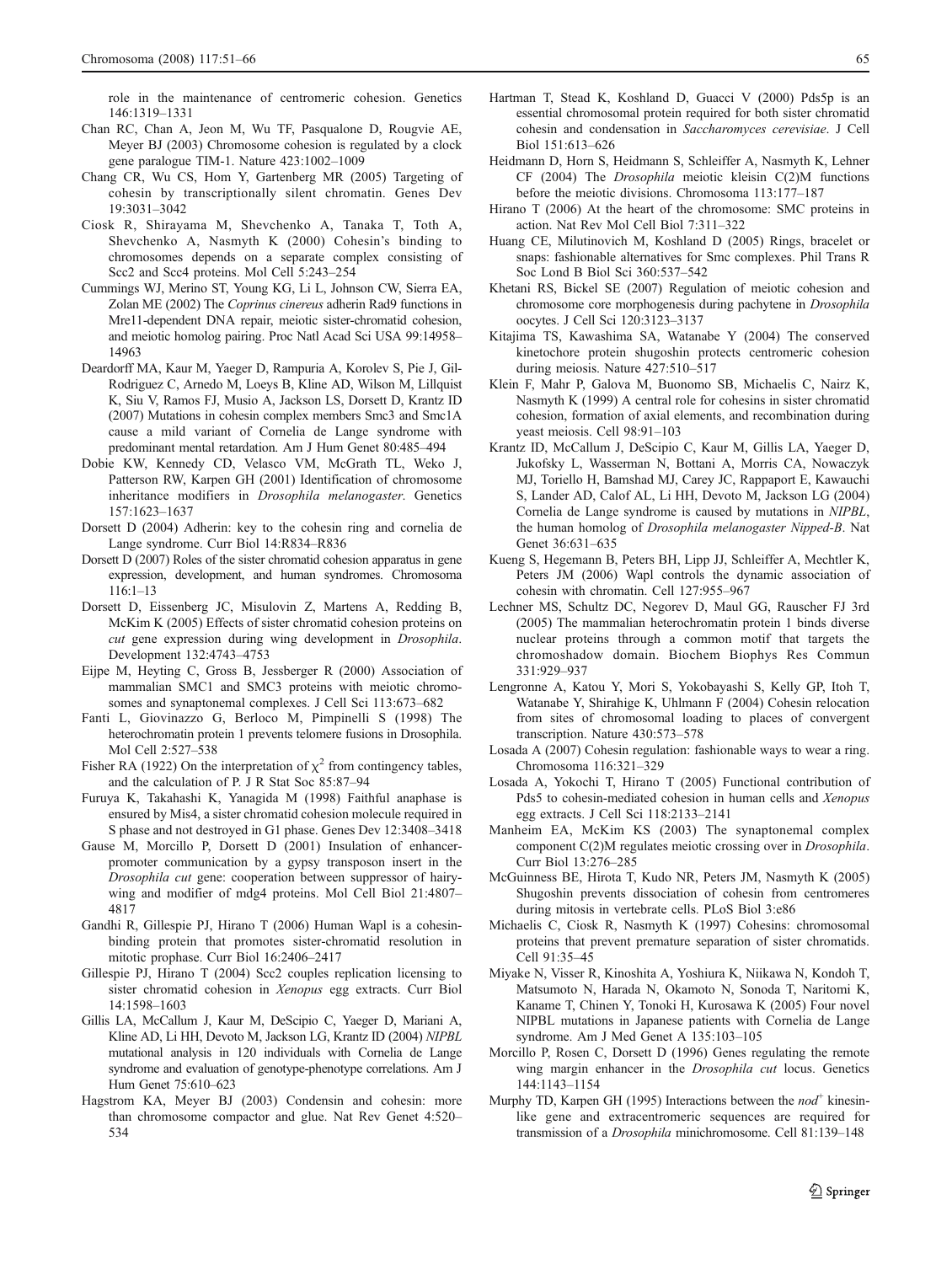role in the maintenance of centromeric cohesion. Genetics 146:1319–1331

Chan RC, Chan A, Jeon M, Wu TF, Pasqualone D, Rougvie AE, Meyer BJ (2003) Chromosome cohesion is regulated by a clock gene paralogue TIM-1. Nature 423:1002–1009

Chang CR, Wu CS, Hom Y, Gartenberg MR (2005) Targeting of cohesin by transcriptionally silent chromatin. Genes Dev 19:3031–3042

Ciosk R, Shirayama M, Shevchenko A, Tanaka T, Toth A, Shevchenko A, Nasmyth K (2000) Cohesin's binding to chromosomes depends on a separate complex consisting of Scc2 and Scc4 proteins. Mol Cell 5:243–254

Cummings WJ, Merino ST, Young KG, Li L, Johnson CW, Sierra EA, Zolan ME (2002) The *Coprinus cinereus* adherin Rad9 functions in Mre11-dependent DNA repair, meiotic sister-chromatid cohesion, and meiotic homolog pairing. Proc Natl Acad Sci USA 99:14958–14963

Deardorff MA, Kaur M, Yeager D, Rampuria A, Korolev S, Pie J, Gil-Rodriguez C, Arnedo M, Loeys B, Kline AD, Wilson M, Lillquist K, Siu V, Ramos FJ, Musio A, Jackson LS, Dorsett D, Krantz ID (2007) Mutations in cohesin complex members Smc3 and Smc1A cause a mild variant of Cornelia de Lange syndrome with predominant mental retardation. Am J Hum Genet 80:485–494

Dobie KW, Kennedy CD, Velasco VM, McGrath TL, Weko J, Patterson RW, Karpen GH (2001) Identification of chromosome inheritance modifiers in *Drosophila melanogaster*. Genetics 157:1623–1637

Dorsett D (2004) Adherin: key to the cohesin ring and cornelia de Lange syndrome. Curr Biol 14:R834–R836

Dorsett D (2007) Roles of the sister chromatid cohesion apparatus in gene expression, development, and human syndromes. Chromosoma 116:1–13

Dorsett D, Eissenberg JC, Misulovin Z, Martens A, Redding B, McKim K (2005) Effects of sister chromatid cohesion proteins on *cut* gene expression during wing development in *Drosophila*. Development 132:4743–4753

Eijpe M, Heyting C, Gross B, Jessberger R (2000) Association of mammalian SMC1 and SMC3 proteins with meiotic chromosomes and synaptonemal complexes. J Cell Sci 113:673–682

Fanti L, Giovinazzo G, Berloco M, Pimpinelli S (1998) The heterochromatin protein 1 prevents telomere fusions in Drosophila. Mol Cell 2:527–538

Fisher RA (1922) On the interpretation of $\chi^2$ from contingency tables, and the calculation of P. J R Stat Soc 85:87–94

Furuya K, Takahashi K, Yanagida M (1998) Faithful anaphase is ensured by Mis4, a sister chromatid cohesion molecule required in S phase and not destroyed in G1 phase. Genes Dev 12:3408–3418

Gause M, Morcillo P, Dorsett D (2001) Insulation of enhancer-promoter communication by a gypsy transposon insert in the *Drosophila cut* gene: cooperation between suppressor of hairy-wing and modifier of mdg4 proteins. Mol Cell Biol 21:4807–4817

Gandhi R, Gillespie PJ, Hirano T (2006) Human Wapl is a cohesin-binding protein that promotes sister-chromatid resolution in mitotic prophase. Curr Biol 16:2406–2417

Gillespie PJ, Hirano T (2004) Scc2 couples replication licensing to sister chromatid cohesion in *Xenopus* egg extracts. Curr Biol 14:1598–1603

Gillis LA, McCallum J, Kaur M, DeScipio C, Yaeger D, Mariani A, Kline AD, Li HH, Devoto M, Jackson LG, Krantz ID (2004) *NIPBL* mutational analysis in 120 individuals with Cornelia de Lange syndrome and evaluation of genotype-phenotype correlations. Am J Hum Genet 75:610–623

Hagstrom KA, Meyer BJ (2003) Condensin and cohesin: more than chromosome compactor and glue. Nat Rev Genet 4:520–534

Hartman T, Stead K, Koshland D, Guacci V (2000) Pds5p is an essential chromosomal protein required for both sister chromatid cohesin and condensation in *Saccharomyces cerevisiae*. J Cell Biol 151:613–626

Heidmann D, Horn S, Heidmann S, Schleiffer A, Nasmyth K, Lehner CF (2004) The *Drosophila* meiotic kleisin C(2)M functions before the meiotic divisions. Chromosoma 113:177–187

Hirano T (2006) At the heart of the chromosome: SMC proteins in action. Nat Rev Mol Cell Biol 7:311–322

Huang CE, Milutinovich M, Koshland D (2005) Rings, bracelet or snaps: fashionable alternatives for Smc complexes. Phil Trans R Soc Lond B Biol Sci 360:537–542

Khetani RS, Bickel SE (2007) Regulation of meiotic cohesion and chromosome core morphogenesis during pachytene in *Drosophila* oocytes. J Cell Sci 120:3123–3137

Kitajima TS, Kawashima SA, Watanabe Y (2004) The conserved kinetochore protein shugoshin protects centromeric cohesion during meiosis. Nature 427:510–517

Klein F, Mahr P, Galova M, Buonomo SB, Michaelis C, Nairz K, Nasmyth K (1999) A central role for cohesins in sister chromatid cohesion, formation of axial elements, and recombination during yeast meiosis. Cell 98:91–103

Krantz ID, McCallum J, DeScipio C, Kaur M, Gillis LA, Yaeger D, Jukofsky L, Wasserman N, Bottani A, Morris CA, Nowaczyk MJ, Toriello H, Bamshad MJ, Carey JC, Rappaport E, Kawauchi S, Lander AD, Calof AL, Li HH, Devoto M, Jackson LG (2004) Cornelia de Lange syndrome is caused by mutations in *NIPBL*, the human homolog of *Drosophila melanogaster Nipped-B*. Nat Genet 36:631–635

Kueng S, Hegemann B, Peters BH, Lipp JJ, Schleiffer A, Mechtler K, Peters JM (2006) Wapl controls the dynamic association of cohesin with chromatin. Cell 127:955–967

Lechner MS, Schultz DC, Negorev D, Maul GG, Rauscher FJ 3rd (2005) The mammalian heterochromatin protein 1 binds diverse nuclear proteins through a common motif that targets the chromoshadow domain. Biochem Biophys Res Commun 331:929–937

Lengronne A, Katou Y, Mori S, Yokobayashi S, Kelly GP, Itoh T, Watanabe Y, Shirahige K, Uhlmann F (2004) Cohesin relocation from sites of chromosomal loading to places of convergent transcription. Nature 430:573–578

Losada A (2007) Cohesin regulation: fashionable ways to wear a ring. Chromosoma 116:321–329

Losada A, Yokochi T, Hirano T (2005) Functional contribution of Pds5 to cohesin-mediated cohesion in human cells and *Xenopus* egg extracts. J Cell Sci 118:2133–2141

Manheim EA, McKim KS (2003) The synaptonemal complex component C(2)M regulates meiotic crossing over in *Drosophila*. Curr Biol 13:276–285

McGuinness BE, Hirota T, Kudo NR, Peters JM, Nasmyth K (2005) Shugoshin prevents dissociation of cohesin from centromeres during mitosis in vertebrate cells. PLoS Biol 3:e86

Michaelis C, Ciosk R, Nasmyth K (1997) Cohesins: chromosomal proteins that prevent premature separation of sister chromatids. Cell 91:35–45

Miyake N, Visser R, Kinoshita A, Yoshiura K, Niikawa N, Kondoh T, Matsumoto N, Harada N, Okamoto N, Sonoda T, Naritomi K, Kaname T, Chinen Y, Tonoki H, Kurosawa K (2005) Four novel NIPBL mutations in Japanese patients with Cornelia de Lange syndrome. Am J Med Genet A 135:103–105

Morcillo P, Rosen C, Dorsett D (1996) Genes regulating the remote wing margin enhancer in the *Drosophila cut* locus. Genetics 144:1143–1154

Murphy TD, Karpen GH (1995) Interactions between the *nod*$^+$ kinesin-like gene and extracentromeric sequences are required for transmission of a *Drosophila* minichromosome. Cell 81:139–148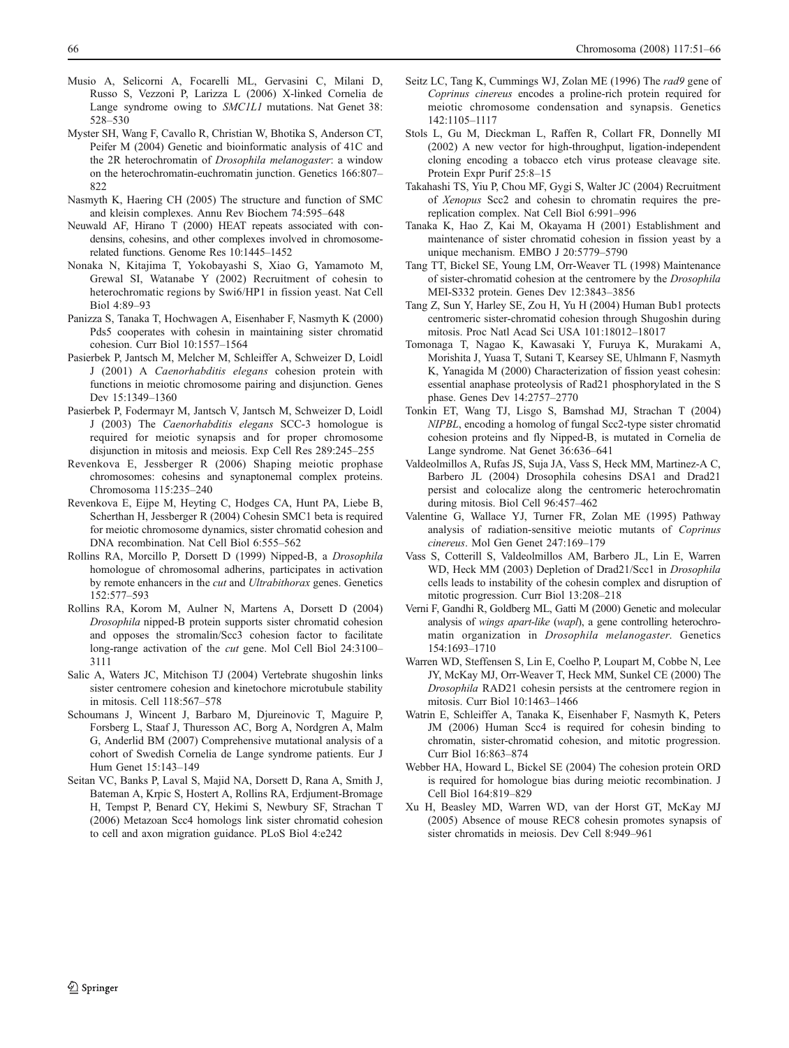Musio A, Selicorni A, Focarelli ML, Gervasini C, Milani D, Russo S, Vezzoni P, Larizza L (2006) X-linked Cornelia de Lange syndrome owing to *SMC1L1* mutations. Nat Genet 38: 528–530

Myster SH, Wang F, Cavallo R, Christian W, Bhotika S, Anderson CT, Peifer M (2004) Genetic and bioinformatic analysis of 41C and the 2R heterochromatin of *Drosophila melanogaster*: a window on the heterochromatin-euchromatin junction. Genetics 166:807–822

Nasmyth K, Haering CH (2005) The structure and function of SMC and kleisin complexes. Annu Rev Biochem 74:595–648

Neuwald AF, Hirano T (2000) HEAT repeats associated with condensins, cohesins, and other complexes involved in chromosome-related functions. Genome Res 10:1445–1452

Nonaka N, Kitajima T, Yokobayashi S, Xiao G, Yamamoto M, Grewal SI, Watanabe Y (2002) Recruitment of cohesin to heterochromatic regions by Swi6/HP1 in fission yeast. Nat Cell Biol 4:89–93

Panizza S, Tanaka T, Hochwagen A, Eisenhaber F, Nasmyth K (2000) Pds5 cooperates with cohesin in maintaining sister chromatid cohesion. Curr Biol 10:1557–1564

Pasierbek P, Jantsch M, Melcher M, Schleiffer A, Schweizer D, Loidl J (2001) A *Caenorhabditis elegans* cohesion protein with functions in meiotic chromosome pairing and disjunction. Genes Dev 15:1349–1360

Pasierbek P, Fodermayr M, Jantsch V, Jantsch M, Schweizer D, Loidl J (2003) The *Caenorhabditis elegans* SCC-3 homologue is required for meiotic synapsis and for proper chromosome disjunction in mitosis and meiosis. Exp Cell Res 289:245–255

Revenkova E, Jessberger R (2006) Shaping meiotic prophase chromosomes: cohesins and synaptonemal complex proteins. Chromosoma 115:235–240

Revenkova E, Eijpe M, Heyting C, Hodges CA, Hunt PA, Liebe B, Scherthan H, Jessberger R (2004) Cohesin SMC1 beta is required for meiotic chromosome dynamics, sister chromatid cohesion and DNA recombination. Nat Cell Biol 6:555–562

Rollins RA, Morcillo P, Dorsett D (1999) Nipped-B, a *Drosophila* homologue of chromosomal adherins, participates in activation by remote enhancers in the *cut* and *Ultrabithorax* genes. Genetics 152:577–593

Rollins RA, Korom M, Aulner N, Martens A, Dorsett D (2004) *Drosophila* nipped-B protein supports sister chromatid cohesion and opposes the stromalin/Scc3 cohesion factor to facilitate long-range activation of the *cut* gene. Mol Cell Biol 24:3100–3111

Salic A, Waters JC, Mitchison TJ (2004) Vertebrate shugoshin links sister centromere cohesion and kinetochore microtubule stability in mitosis. Cell 118:567–578

Schoumans J, Wincent J, Barbaro M, Djureinovic T, Maguire P, Forsberg L, Staaf J, Thuresson AC, Borg A, Nordgren A, Malm G, Anderlid BM (2007) Comprehensive mutational analysis of a cohort of Swedish Cornelia de Lange syndrome patients. Eur J Hum Genet 15:143–149

Seitan VC, Banks P, Laval S, Majid NA, Dorsett D, Rana A, Smith J, Bateman A, Krpic S, Hostert A, Rollins RA, Erdjument-Bromage H, Tempst P, Benard CY, Hekimi S, Newbury SF, Strachan T (2006) Metazoan Scc4 homologs link sister chromatid cohesion to cell and axon migration guidance. PLoS Biol 4:e242

Seitz LC, Tang K, Cummings WJ, Zolan ME (1996) The *rad9* gene of *Coprinus cinereus* encodes a proline-rich protein required for meiotic chromosome condensation and synapsis. Genetics 142:1105–1117

Stols L, Gu M, Dieckman L, Raffen R, Collart FR, Donnelly MI (2002) A new vector for high-throughput, ligation-independent cloning encoding a tobacco etch virus protease cleavage site. Protein Expr Purif 25:8–15

Takahashi TS, Yiu P, Chou MF, Gygi S, Walter JC (2004) Recruitment of *Xenopus* Scc2 and cohesin to chromatin requires the pre-replication complex. Nat Cell Biol 6:991–996

Tanaka K, Hao Z, Kai M, Okayama H (2001) Establishment and maintenance of sister chromatid cohesion in fission yeast by a unique mechanism. EMBO J 20:5779–5790

Tang TT, Bickel SE, Young LM, Orr-Weaver TL (1998) Maintenance of sister-chromatid cohesion at the centromere by the *Drosophila* MEI-S332 protein. Genes Dev 12:3843–3856

Tang Z, Sun Y, Harley SE, Zou H, Yu H (2004) Human Bub1 protects centromeric sister-chromatid cohesion through Shugoshin during mitosis. Proc Natl Acad Sci USA 101:18012–18017

Tomonaga T, Nagao K, Kawasaki Y, Furuya K, Murakami A, Morishita J, Yuasa T, Sutani T, Kearsey SE, Uhlmann F, Nasmyth K, Yanagida M (2000) Characterization of fission yeast cohesin: essential anaphase proteolysis of Rad21 phosphorylated in the S phase. Genes Dev 14:2757–2770

Tonkin ET, Wang TJ, Lisgo S, Bamshad MJ, Strachan T (2004) *NIPBL*, encoding a homolog of fungal Scc2-type sister chromatid cohesion proteins and fly Nipped-B, is mutated in Cornelia de Lange syndrome. Nat Genet 36:636–641

Valdeolmillos A, Rufas JS, Suja JA, Vass S, Heck MM, Martinez-A C, Barbero JL (2004) Drosophila cohesins DSA1 and Drad21 persist and colocalize along the centromeric heterochromatin during mitosis. Biol Cell 96:457–462

Valentine G, Wallace YJ, Turner FR, Zolan ME (1995) Pathway analysis of radiation-sensitive meiotic mutants of *Coprinus cinereus*. Mol Gen Genet 247:169–179

Vass S, Cotterill S, Valdeolmillos AM, Barbero JL, Lin E, Warren WD, Heck MM (2003) Depletion of Drad21/Scc1 in *Drosophila* cells leads to instability of the cohesin complex and disruption of mitotic progression. Curr Biol 13:208–218

Verni F, Gandhi R, Goldberg ML, Gatti M (2000) Genetic and molecular analysis of *wings apart-like* (*wapl*), a gene controlling heterochromatin organization in *Drosophila melanogaster*. Genetics 154:1693–1710

Warren WD, Steffensen S, Lin E, Coelho P, Loupart M, Cobbe N, Lee JY, McKay MJ, Orr-Weaver T, Heck MM, Sunkel CE (2000) The *Drosophila* RAD21 cohesin persists at the centromere region in mitosis. Curr Biol 10:1463–1466

Watrin E, Schleiffer A, Tanaka K, Eisenhaber F, Nasmyth K, Peters JM (2006) Human Scc4 is required for cohesin binding to chromatin, sister-chromatid cohesion, and mitotic progression. Curr Biol 16:863–874

Webber HA, Howard L, Bickel SE (2004) The cohesion protein ORD is required for homologue bias during meiotic recombination. J Cell Biol 164:819–829

Xu H, Beasley MD, Warren WD, van der Horst GT, McKay MJ (2005) Absence of mouse REC8 cohesin promotes synapsis of sister chromatids in meiosis. Dev Cell 8:949–961